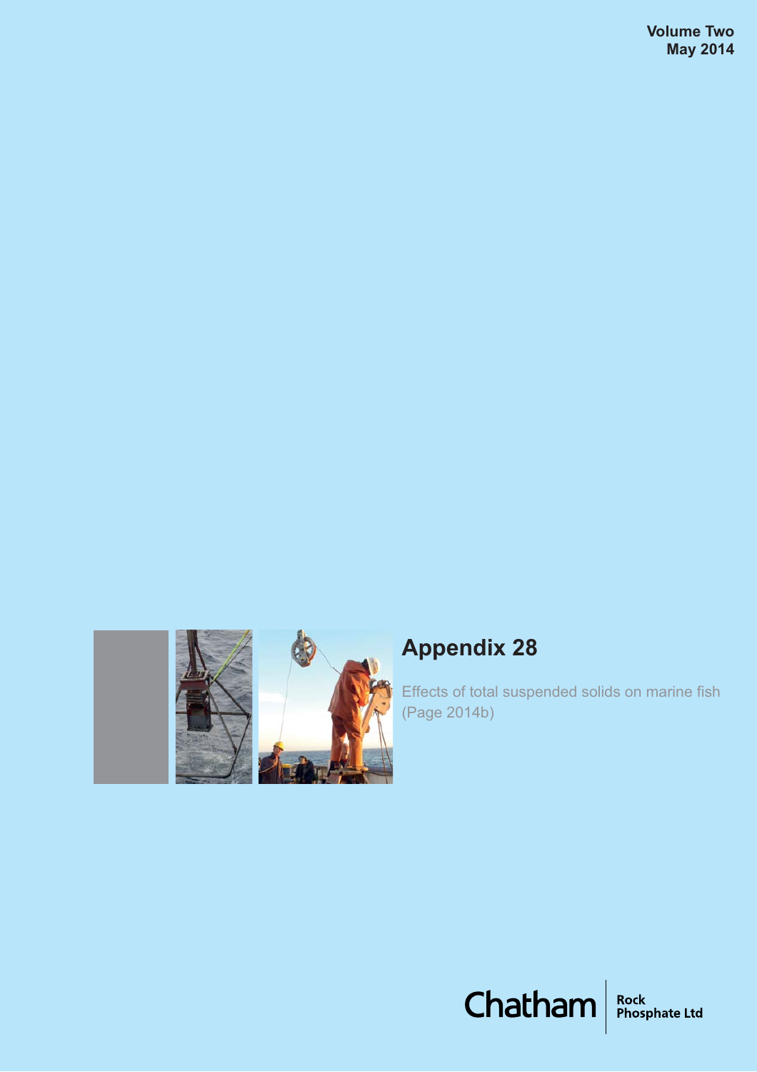**Volume Two**
**May 2014**

# Appendix 28

Effects of total suspended solids on marine fish (Page 2014b)

Chatham | Rock Phosphate Ltd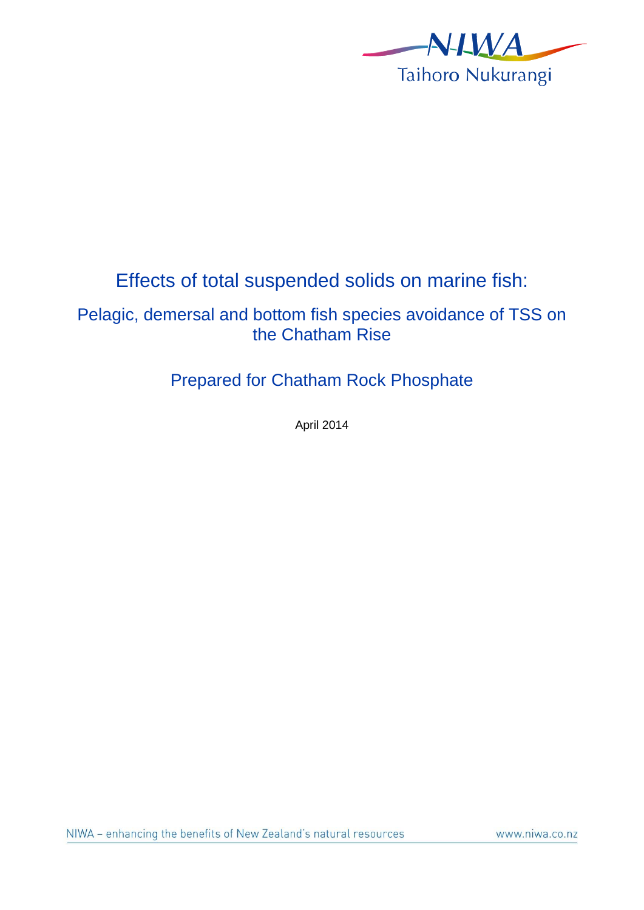# Effects of total suspended solids on marine fish:

## Pelagic, demersal and bottom fish species avoidance of TSS on the Chatham Rise

## Prepared for Chatham Rock Phosphate

April 2014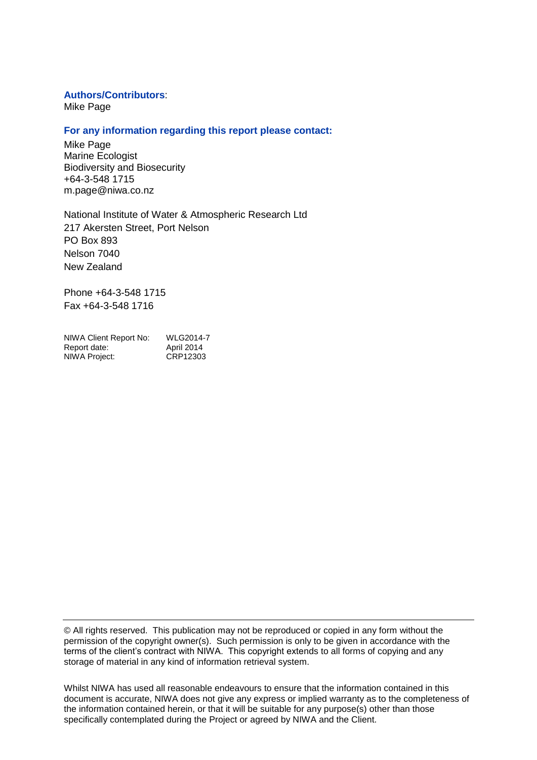**Authors/Contributors**:
Mike Page

**For any information regarding this report please contact:**

Mike Page
Marine Ecologist
Biodiversity and Biosecurity
+64-3-548 1715
m.page@niwa.co.nz

National Institute of Water & Atmospheric Research Ltd
217 Akersten Street, Port Nelson
PO Box 893
Nelson 7040
New Zealand

Phone +64-3-548 1715
Fax +64-3-548 1716

| | |
|---|---|
| NIWA Client Report No: | WLG2014-7 |
| Report date: | April 2014 |
| NIWA Project: | CRP12303 |

---

© All rights reserved. This publication may not be reproduced or copied in any form without the permission of the copyright owner(s). Such permission is only to be given in accordance with the terms of the client's contract with NIWA. This copyright extends to all forms of copying and any storage of material in any kind of information retrieval system.

Whilst NIWA has used all reasonable endeavours to ensure that the information contained in this document is accurate, NIWA does not give any express or implied warranty as to the completeness of the information contained herein, or that it will be suitable for any purpose(s) other than those specifically contemplated during the Project or agreed by NIWA and the Client.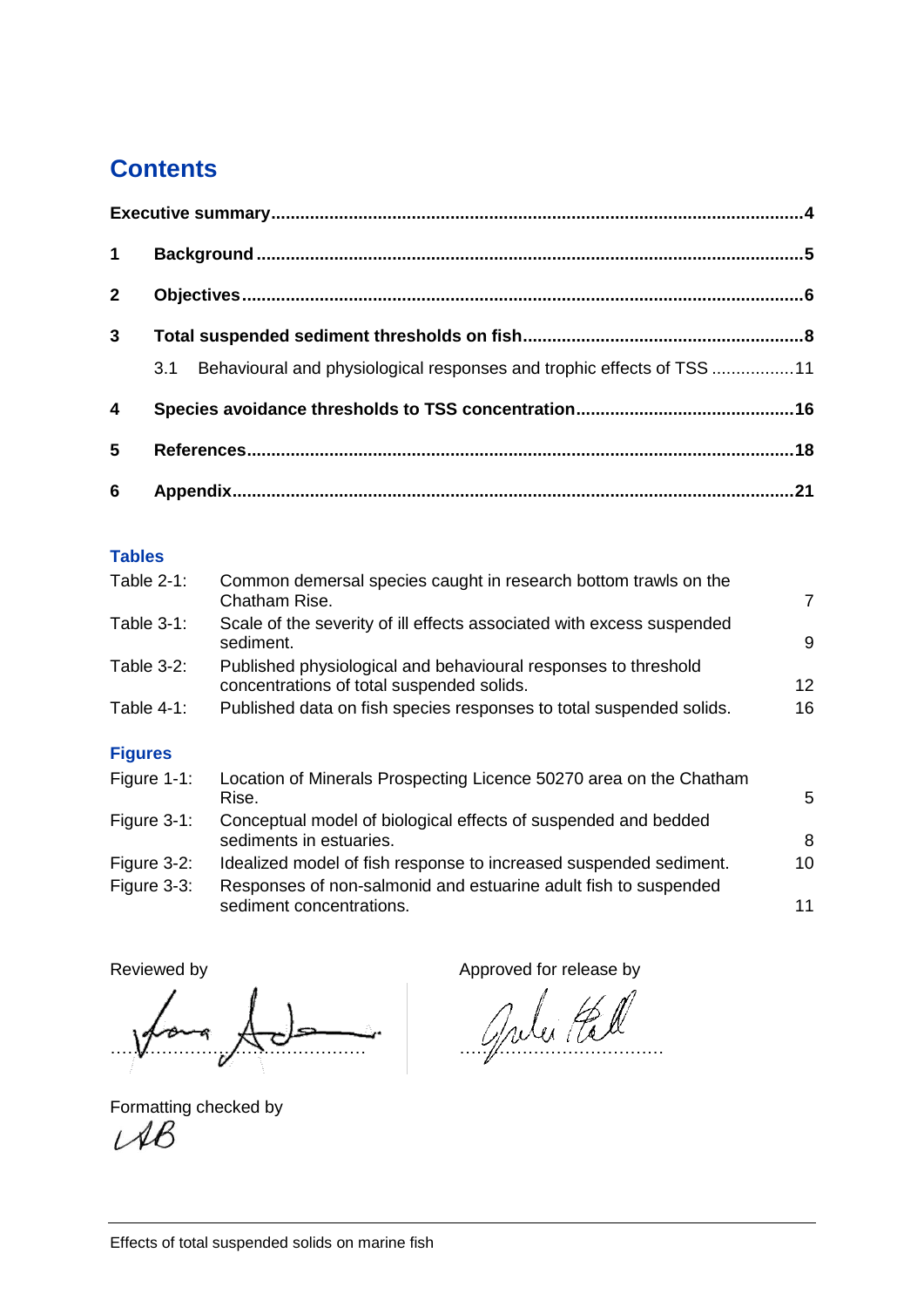# Contents

| | | |
|---|---|---|
| **Executive summary** | | **4** |
| **1** | **Background** | **5** |
| **2** | **Objectives** | **6** |
| **3** | **Total suspended sediment thresholds on fish** | **8** |
| | 3.1 Behavioural and physiological responses and trophic effects of TSS | 11 |
| **4** | **Species avoidance thresholds to TSS concentration** | **16** |
| **5** | **References** | **18** |
| **6** | **Appendix** | **21** |

## Tables

| | | |
|---|---|---|
| Table 2-1: | Common demersal species caught in research bottom trawls on the Chatham Rise. | 7 |
| Table 3-1: | Scale of the severity of ill effects associated with excess suspended sediment. | 9 |
| Table 3-2: | Published physiological and behavioural responses to threshold concentrations of total suspended solids. | 12 |
| Table 4-1: | Published data on fish species responses to total suspended solids. | 16 |

## Figures

| | | |
|---|---|---|
| Figure 1-1: | Location of Minerals Prospecting Licence 50270 area on the Chatham Rise. | 5 |
| Figure 3-1: | Conceptual model of biological effects of suspended and bedded sediments in estuaries. | 8 |
| Figure 3-2: | Idealized model of fish response to increased suspended sediment. | 10 |
| Figure 3-3: | Responses of non-salmonid and estuarine adult fish to suspended sediment concentrations. | 11 |

Reviewed by

Approved for release by

Formatting checked by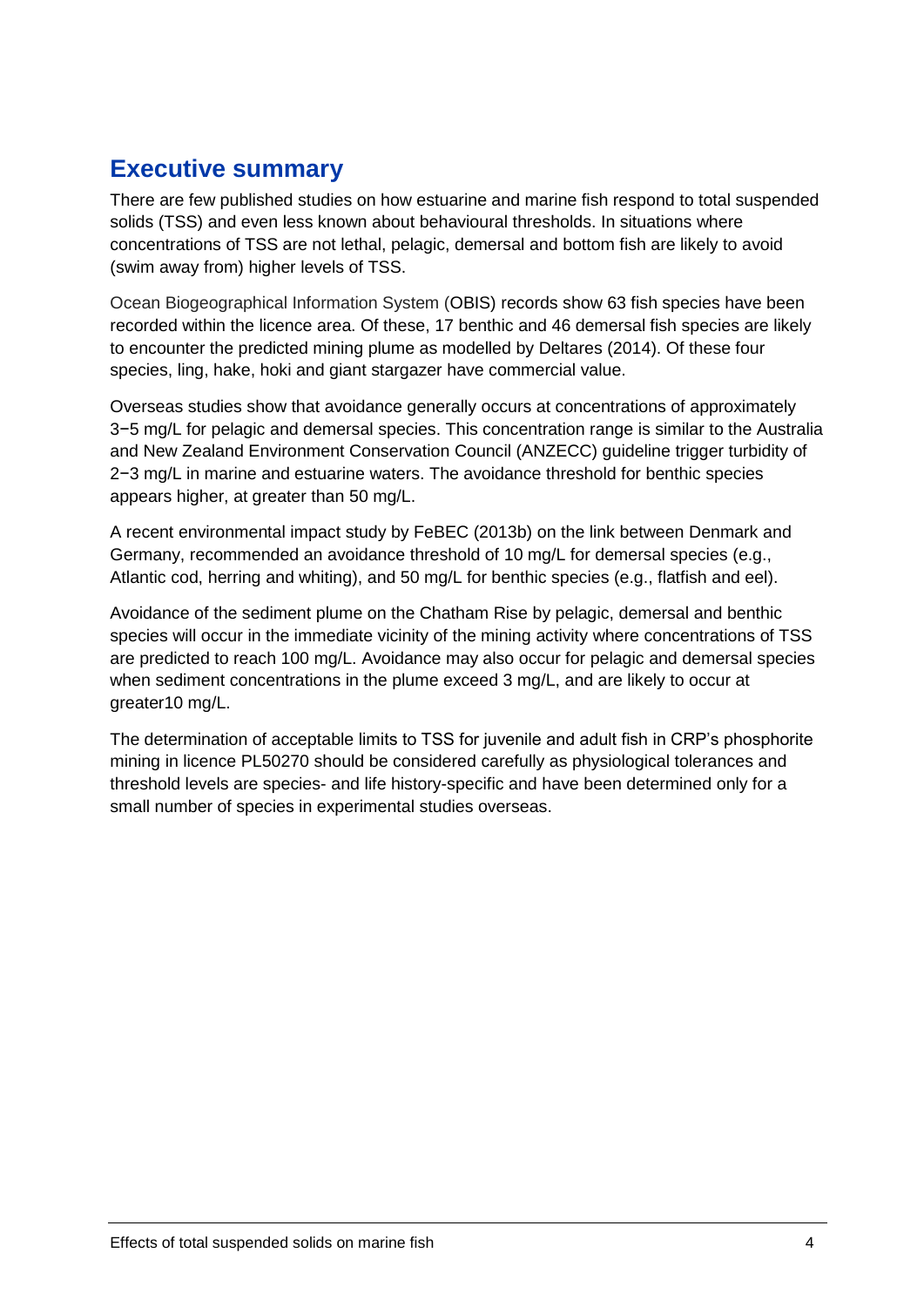## Executive summary

There are few published studies on how estuarine and marine fish respond to total suspended solids (TSS) and even less known about behavioural thresholds. In situations where concentrations of TSS are not lethal, pelagic, demersal and bottom fish are likely to avoid (swim away from) higher levels of TSS.

Ocean Biogeographical Information System (OBIS) records show 63 fish species have been recorded within the licence area. Of these, 17 benthic and 46 demersal fish species are likely to encounter the predicted mining plume as modelled by Deltares (2014). Of these four species, ling, hake, hoki and giant stargazer have commercial value.

Overseas studies show that avoidance generally occurs at concentrations of approximately 3−5 mg/L for pelagic and demersal species. This concentration range is similar to the Australia and New Zealand Environment Conservation Council (ANZECC) guideline trigger turbidity of 2−3 mg/L in marine and estuarine waters. The avoidance threshold for benthic species appears higher, at greater than 50 mg/L.

A recent environmental impact study by FeBEC (2013b) on the link between Denmark and Germany, recommended an avoidance threshold of 10 mg/L for demersal species (e.g., Atlantic cod, herring and whiting), and 50 mg/L for benthic species (e.g., flatfish and eel).

Avoidance of the sediment plume on the Chatham Rise by pelagic, demersal and benthic species will occur in the immediate vicinity of the mining activity where concentrations of TSS are predicted to reach 100 mg/L. Avoidance may also occur for pelagic and demersal species when sediment concentrations in the plume exceed 3 mg/L, and are likely to occur at greater10 mg/L.

The determination of acceptable limits to TSS for juvenile and adult fish in CRP's phosphorite mining in licence PL50270 should be considered carefully as physiological tolerances and threshold levels are species- and life history-specific and have been determined only for a small number of species in experimental studies overseas.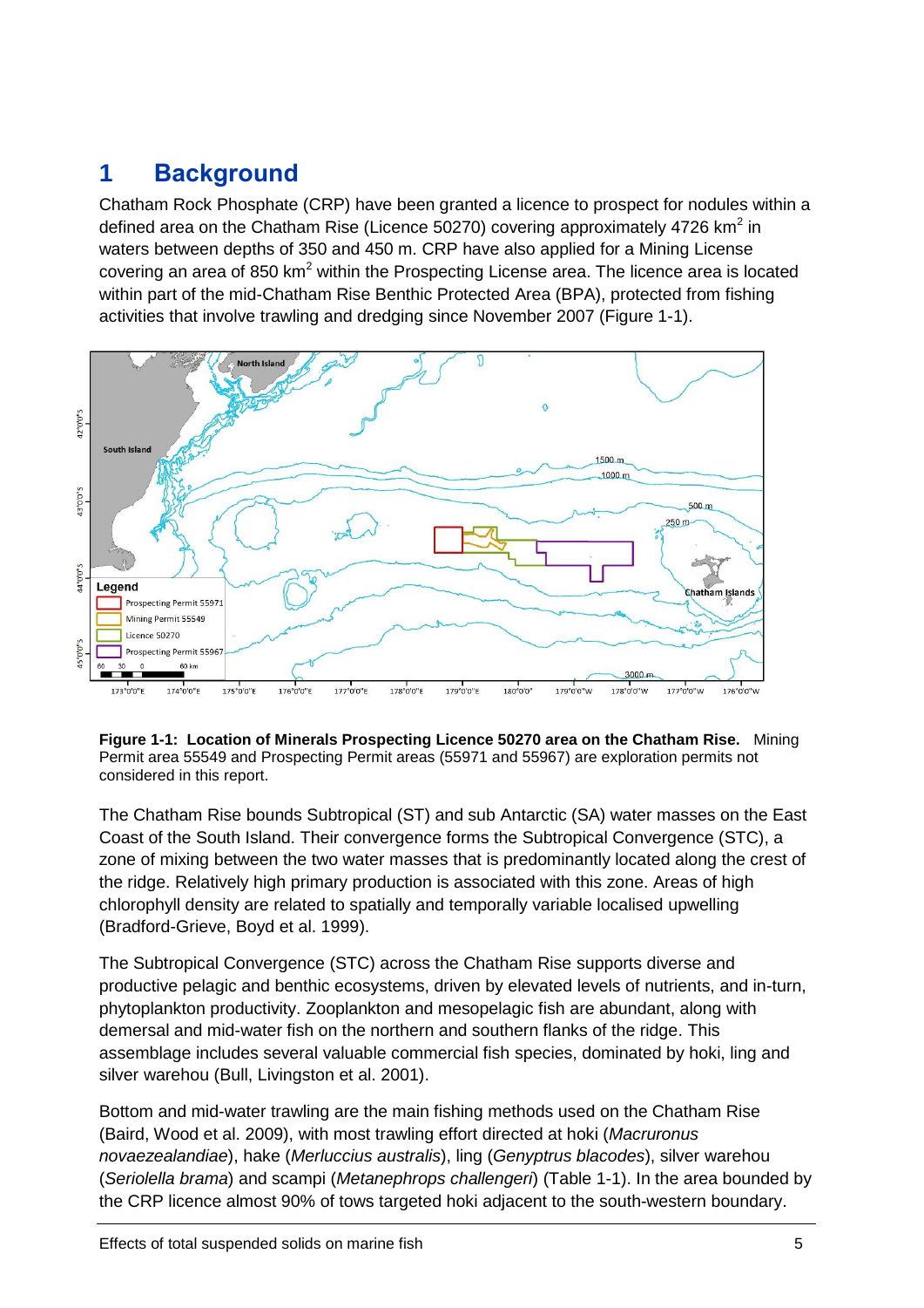# 1 Background

Chatham Rock Phosphate (CRP) have been granted a licence to prospect for nodules within a defined area on the Chatham Rise (Licence 50270) covering approximately 4726 km$^2$ in waters between depths of 350 and 450 m. CRP have also applied for a Mining License covering an area of 850 km$^2$ within the Prospecting License area. The licence area is located within part of the mid-Chatham Rise Benthic Protected Area (BPA), protected from fishing activities that involve trawling and dredging since November 2007 (Figure 1-1).

**Figure 1-1: Location of Minerals Prospecting Licence 50270 area on the Chatham Rise.** Mining Permit area 55549 and Prospecting Permit areas (55971 and 55967) are exploration permits not considered in this report.

The Chatham Rise bounds Subtropical (ST) and sub Antarctic (SA) water masses on the East Coast of the South Island. Their convergence forms the Subtropical Convergence (STC), a zone of mixing between the two water masses that is predominantly located along the crest of the ridge. Relatively high primary production is associated with this zone. Areas of high chlorophyll density are related to spatially and temporally variable localised upwelling (Bradford-Grieve, Boyd et al. 1999).

The Subtropical Convergence (STC) across the Chatham Rise supports diverse and productive pelagic and benthic ecosystems, driven by elevated levels of nutrients, and in-turn, phytoplankton productivity. Zooplankton and mesopelagic fish are abundant, along with demersal and mid-water fish on the northern and southern flanks of the ridge. This assemblage includes several valuable commercial fish species, dominated by hoki, ling and silver warehou (Bull, Livingston et al. 2001).

Bottom and mid-water trawling are the main fishing methods used on the Chatham Rise (Baird, Wood et al. 2009), with most trawling effort directed at hoki (*Macruronus novaezealandiae*), hake (*Merluccius australis*), ling (*Genyptrus blacodes*), silver warehou (*Seriolella brama*) and scampi (*Metanephrops challengeri*) (Table 1-1). In the area bounded by the CRP licence almost 90% of tows targeted hoki adjacent to the south-western boundary.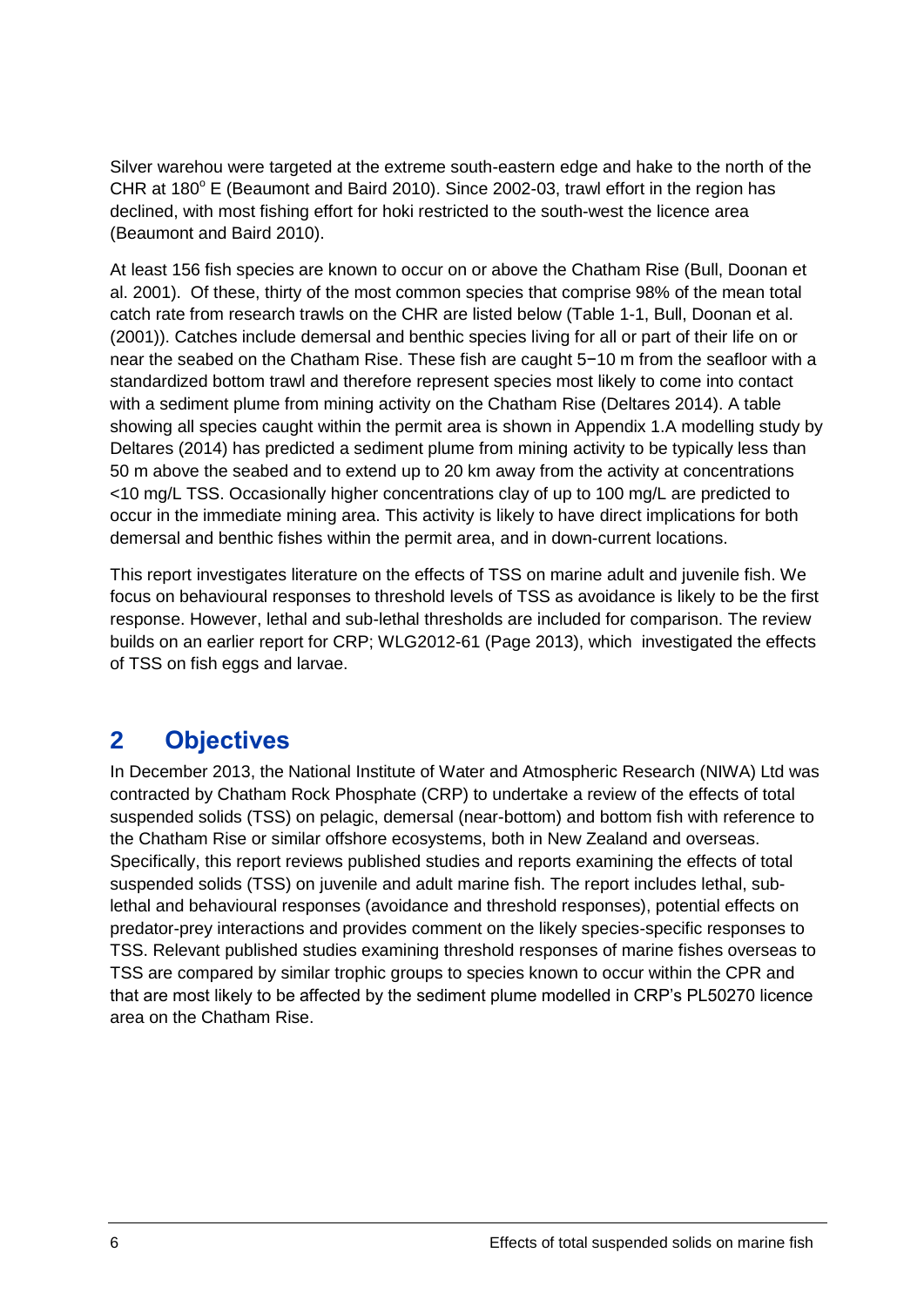Silver warehou were targeted at the extreme south-eastern edge and hake to the north of the CHR at 180$^{o}$ E (Beaumont and Baird 2010). Since 2002-03, trawl effort in the region has declined, with most fishing effort for hoki restricted to the south-west the licence area (Beaumont and Baird 2010).

At least 156 fish species are known to occur on or above the Chatham Rise (Bull, Doonan et al. 2001). Of these, thirty of the most common species that comprise 98% of the mean total catch rate from research trawls on the CHR are listed below (Table 1-1, Bull, Doonan et al. (2001)). Catches include demersal and benthic species living for all or part of their life on or near the seabed on the Chatham Rise. These fish are caught 5−10 m from the seafloor with a standardized bottom trawl and therefore represent species most likely to come into contact with a sediment plume from mining activity on the Chatham Rise (Deltares 2014). A table showing all species caught within the permit area is shown in Appendix 1.A modelling study by Deltares (2014) has predicted a sediment plume from mining activity to be typically less than 50 m above the seabed and to extend up to 20 km away from the activity at concentrations <10 mg/L TSS. Occasionally higher concentrations clay of up to 100 mg/L are predicted to occur in the immediate mining area. This activity is likely to have direct implications for both demersal and benthic fishes within the permit area, and in down-current locations.

This report investigates literature on the effects of TSS on marine adult and juvenile fish. We focus on behavioural responses to threshold levels of TSS as avoidance is likely to be the first response. However, lethal and sub-lethal thresholds are included for comparison. The review builds on an earlier report for CRP; WLG2012-61 (Page 2013), which investigated the effects of TSS on fish eggs and larvae.

## 2 Objectives

In December 2013, the National Institute of Water and Atmospheric Research (NIWA) Ltd was contracted by Chatham Rock Phosphate (CRP) to undertake a review of the effects of total suspended solids (TSS) on pelagic, demersal (near-bottom) and bottom fish with reference to the Chatham Rise or similar offshore ecosystems, both in New Zealand and overseas. Specifically, this report reviews published studies and reports examining the effects of total suspended solids (TSS) on juvenile and adult marine fish. The report includes lethal, sub-lethal and behavioural responses (avoidance and threshold responses), potential effects on predator-prey interactions and provides comment on the likely species-specific responses to TSS. Relevant published studies examining threshold responses of marine fishes overseas to TSS are compared by similar trophic groups to species known to occur within the CPR and that are most likely to be affected by the sediment plume modelled in CRP's PL50270 licence area on the Chatham Rise.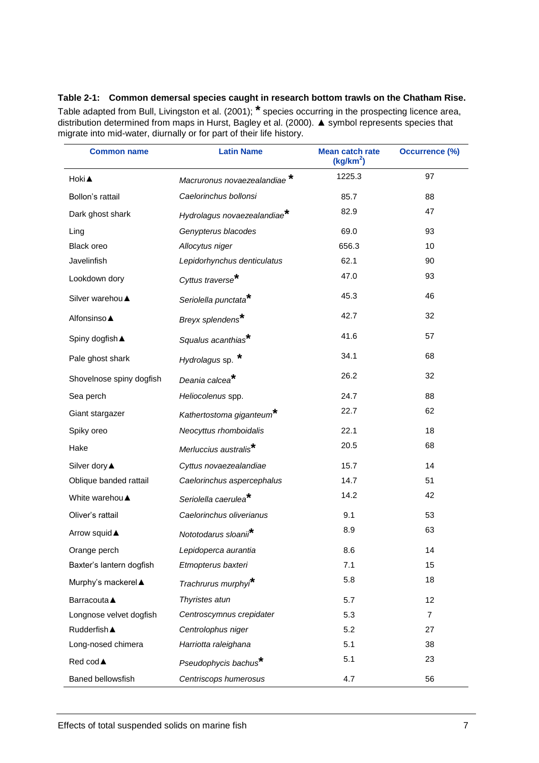**Table 2-1: Common demersal species caught in research bottom trawls on the Chatham Rise.** Table adapted from Bull, Livingston et al. (2001); * species occurring in the prospecting licence area, distribution determined from maps in Hurst, Bagley et al. (2000). ▲ symbol represents species that migrate into mid-water, diurnally or for part of their life history.

| Common name | Latin Name | Mean catch rate ($kg/km^2$) | Occurrence (%) |
|---|---|---|---|
| Hoki ▲ | *Macruronus novaezealandiae* * | 1225.3 | 97 |
| Bollon's rattail | *Caelorinchus bollonsi* | 85.7 | 88 |
| Dark ghost shark | *Hydrolagus novaezealandiae** | 82.9 | 47 |
| Ling | *Genypterus blacodes* | 69.0 | 93 |
| Black oreo | *Allocytus niger* | 656.3 | 10 |
| Javelinfish | *Lepidorhynchus denticulatus* | 62.1 | 90 |
| Lookdown dory | *Cyttus traverse** | 47.0 | 93 |
| Silver warehou ▲ | *Seriolella punctata** | 45.3 | 46 |
| Alfonsinso ▲ | *Breyx splendens** | 42.7 | 32 |
| Spiny dogfish ▲ | *Squalus acanthias** | 41.6 | 57 |
| Pale ghost shark | *Hydrolagus* sp. * | 34.1 | 68 |
| Shovelnose spiny dogfish | *Deania calcea** | 26.2 | 32 |
| Sea perch | *Heliocolenus* spp. | 24.7 | 88 |
| Giant stargazer | *Kathertostoma giganteum** | 22.7 | 62 |
| Spiky oreo | *Neocyttus rhomboidalis* | 22.1 | 18 |
| Hake | *Merluccius australis** | 20.5 | 68 |
| Silver dory ▲ | *Cyttus novaezealandiae* | 15.7 | 14 |
| Oblique banded rattail | *Caelorinchus aspercephalus* | 14.7 | 51 |
| White warehou ▲ | *Seriolella caerulea** | 14.2 | 42 |
| Oliver's rattail | *Caelorinchus oliverianus* | 9.1 | 53 |
| Arrow squid ▲ | *Nototodarus sloanii** | 8.9 | 63 |
| Orange perch | *Lepidoperca aurantia* | 8.6 | 14 |
| Baxter's lantern dogfish | *Etmopterus baxteri* | 7.1 | 15 |
| Murphy's mackerel ▲ | *Trachrurus murphyi** | 5.8 | 18 |
| Barracouta ▲ | *Thyristes atun* | 5.7 | 12 |
| Longnose velvet dogfish | *Centroscymnus crepidater* | 5.3 | 7 |
| Rudderfish ▲ | *Centrolophus niger* | 5.2 | 27 |
| Long-nosed chimera | *Harriotta raleighana* | 5.1 | 38 |
| Red cod ▲ | *Pseudophycis bachus** | 5.1 | 23 |
| Baned bellowsfish | *Centriscops humerosus* | 4.7 | 56 |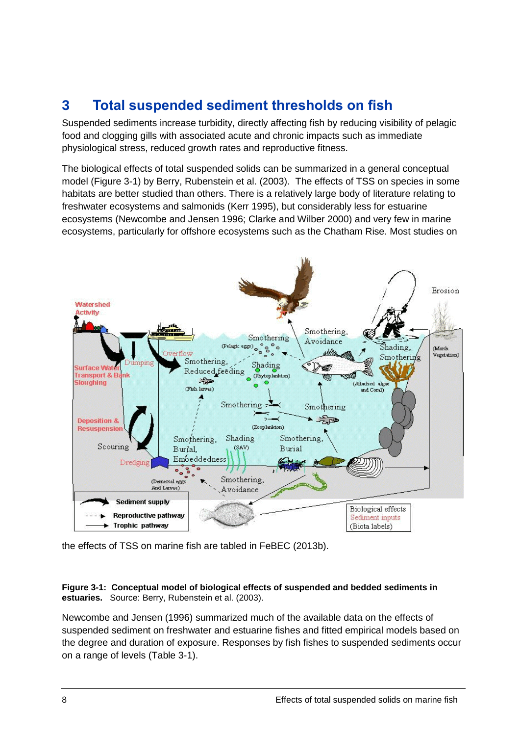# 3 Total suspended sediment thresholds on fish

Suspended sediments increase turbidity, directly affecting fish by reducing visibility of pelagic food and clogging gills with associated acute and chronic impacts such as immediate physiological stress, reduced growth rates and reproductive fitness.

The biological effects of total suspended solids can be summarized in a general conceptual model (Figure 3-1) by Berry, Rubenstein et al. (2003). The effects of TSS on species in some habitats are better studied than others. There is a relatively large body of literature relating to freshwater ecosystems and salmonids (Kerr 1995), but considerably less for estuarine ecosystems (Newcombe and Jensen 1996; Clarke and Wilber 2000) and very few in marine ecosystems, particularly for offshore ecosystems such as the Chatham Rise. Most studies on the effects of TSS on marine fish are tabled in FeBEC (2013b).

**Figure 3-1: Conceptual model of biological effects of suspended and bedded sediments in estuaries.** Source: Berry, Rubenstein et al. (2003).

Newcombe and Jensen (1996) summarized much of the available data on the effects of suspended sediment on freshwater and estuarine fishes and fitted empirical models based on the degree and duration of exposure. Responses by fish fishes to suspended sediments occur on a range of levels (Table 3-1).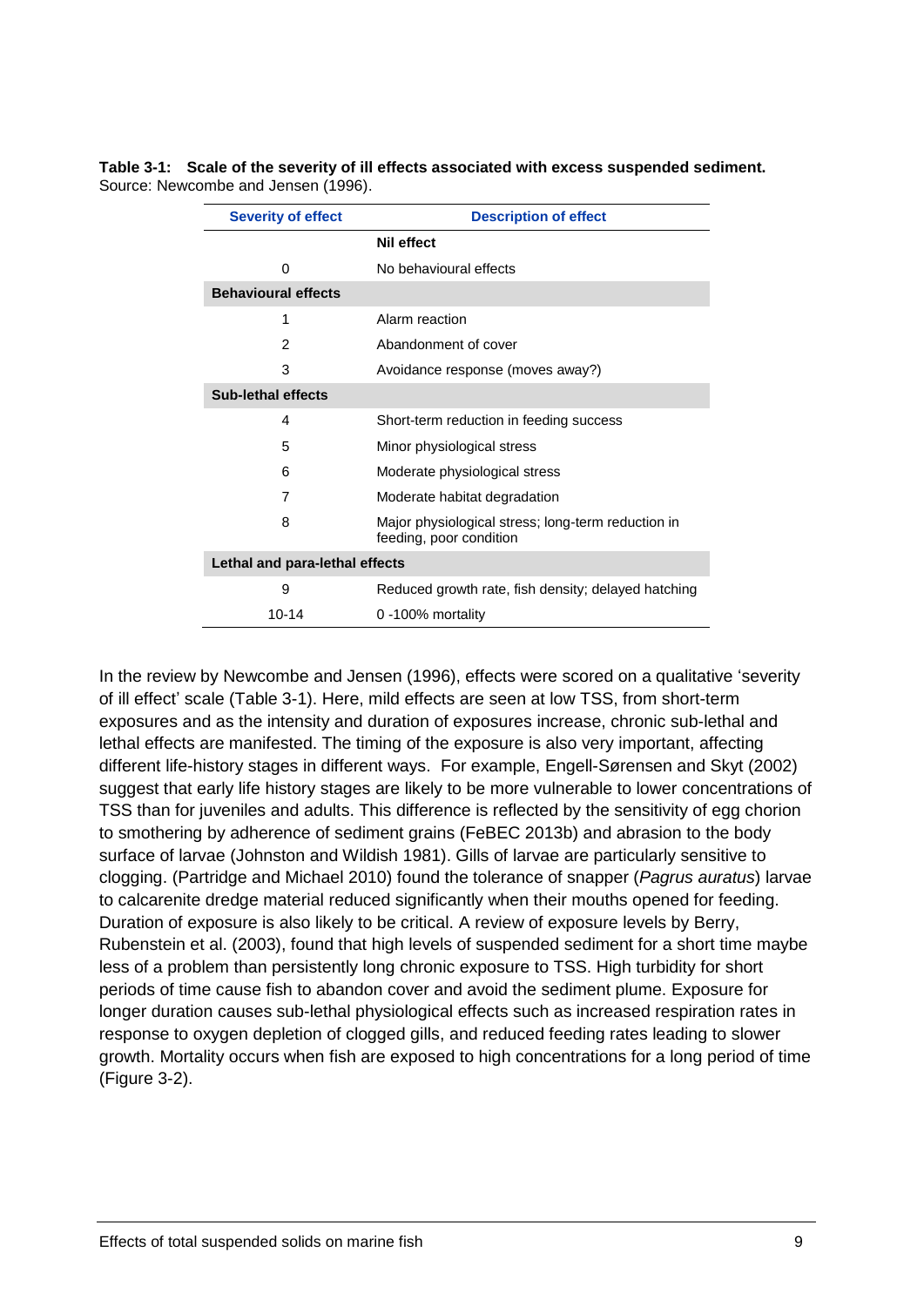**Table 3-1: Scale of the severity of ill effects associated with excess suspended sediment.** Source: Newcombe and Jensen (1996).

| Severity of effect | Description of effect |
|---|---|
| | **Nil effect** |
| 0 | No behavioural effects |
| **Behavioural effects** | |
| 1 | Alarm reaction |
| 2 | Abandonment of cover |
| 3 | Avoidance response (moves away?) |
| **Sub-lethal effects** | |
| 4 | Short-term reduction in feeding success |
| 5 | Minor physiological stress |
| 6 | Moderate physiological stress |
| 7 | Moderate habitat degradation |
| 8 | Major physiological stress; long-term reduction in feeding, poor condition |
| **Lethal and para-lethal effects** | |
| 9 | Reduced growth rate, fish density; delayed hatching |
| 10-14 | 0 -100% mortality |

In the review by Newcombe and Jensen (1996), effects were scored on a qualitative 'severity of ill effect' scale (Table 3-1). Here, mild effects are seen at low TSS, from short-term exposures and as the intensity and duration of exposures increase, chronic sub-lethal and lethal effects are manifested. The timing of the exposure is also very important, affecting different life-history stages in different ways. For example, Engell-Sørensen and Skyt (2002) suggest that early life history stages are likely to be more vulnerable to lower concentrations of TSS than for juveniles and adults. This difference is reflected by the sensitivity of egg chorion to smothering by adherence of sediment grains (FeBEC 2013b) and abrasion to the body surface of larvae (Johnston and Wildish 1981). Gills of larvae are particularly sensitive to clogging. (Partridge and Michael 2010) found the tolerance of snapper (*Pagrus auratus*) larvae to calcarenite dredge material reduced significantly when their mouths opened for feeding. Duration of exposure is also likely to be critical. A review of exposure levels by Berry, Rubenstein et al. (2003), found that high levels of suspended sediment for a short time maybe less of a problem than persistently long chronic exposure to TSS. High turbidity for short periods of time cause fish to abandon cover and avoid the sediment plume. Exposure for longer duration causes sub-lethal physiological effects such as increased respiration rates in response to oxygen depletion of clogged gills, and reduced feeding rates leading to slower growth. Mortality occurs when fish are exposed to high concentrations for a long period of time (Figure 3-2).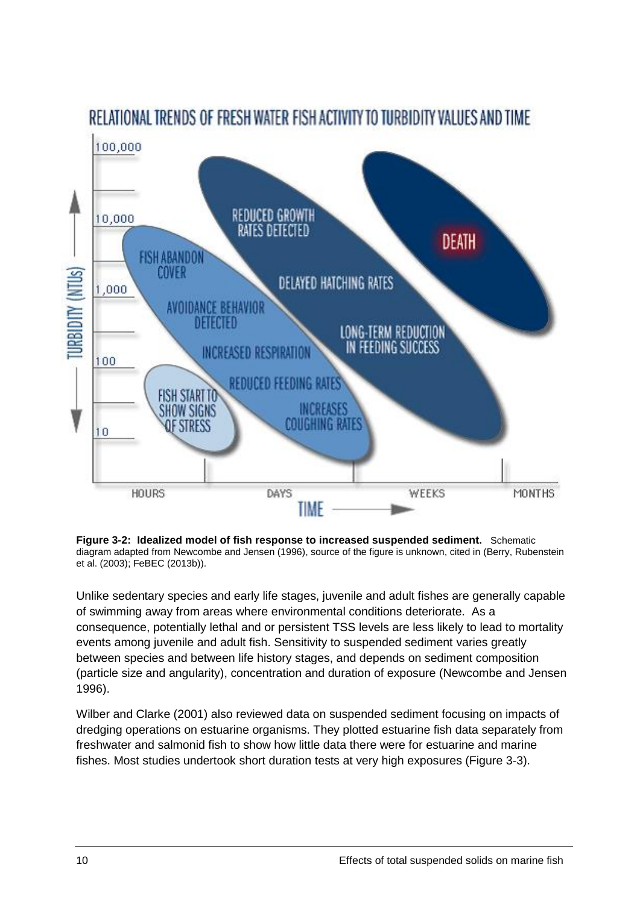**Figure 3-2: Idealized model of fish response to increased suspended sediment.** Schematic diagram adapted from Newcombe and Jensen (1996), source of the figure is unknown, cited in (Berry, Rubenstein et al. (2003); FeBEC (2013b)).

Unlike sedentary species and early life stages, juvenile and adult fishes are generally capable of swimming away from areas where environmental conditions deteriorate. As a consequence, potentially lethal and or persistent TSS levels are less likely to lead to mortality events among juvenile and adult fish. Sensitivity to suspended sediment varies greatly between species and between life history stages, and depends on sediment composition (particle size and angularity), concentration and duration of exposure (Newcombe and Jensen 1996).

Wilber and Clarke (2001) also reviewed data on suspended sediment focusing on impacts of dredging operations on estuarine organisms. They plotted estuarine fish data separately from freshwater and salmonid fish to show how little data there were for estuarine and marine fishes. Most studies undertook short duration tests at very high exposures (Figure 3-3).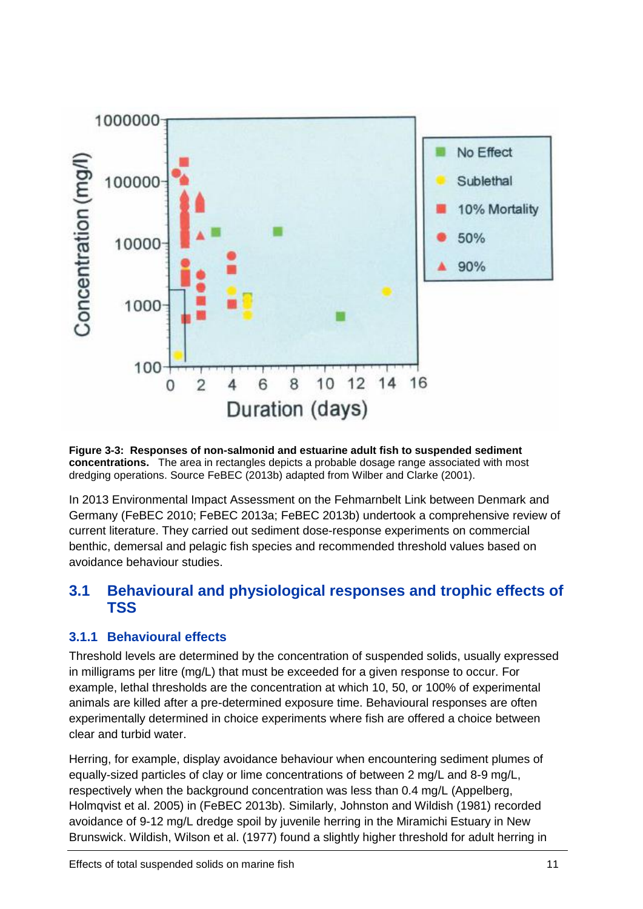**Figure 3-3: Responses of non-salmonid and estuarine adult fish to suspended sediment concentrations.** The area in rectangles depicts a probable dosage range associated with most dredging operations. Source FeBEC (2013b) adapted from Wilber and Clarke (2001).

In 2013 Environmental Impact Assessment on the Fehmarnbelt Link between Denmark and Germany (FeBEC 2010; FeBEC 2013a; FeBEC 2013b) undertook a comprehensive review of current literature. They carried out sediment dose-response experiments on commercial benthic, demersal and pelagic fish species and recommended threshold values based on avoidance behaviour studies.

## 3.1 Behavioural and physiological responses and trophic effects of TSS

### 3.1.1 Behavioural effects

Threshold levels are determined by the concentration of suspended solids, usually expressed in milligrams per litre (mg/L) that must be exceeded for a given response to occur. For example, lethal thresholds are the concentration at which 10, 50, or 100% of experimental animals are killed after a pre-determined exposure time. Behavioural responses are often experimentally determined in choice experiments where fish are offered a choice between clear and turbid water.

Herring, for example, display avoidance behaviour when encountering sediment plumes of equally-sized particles of clay or lime concentrations of between 2 mg/L and 8-9 mg/L, respectively when the background concentration was less than 0.4 mg/L (Appelberg, Holmqvist et al. 2005) in (FeBEC 2013b). Similarly, Johnston and Wildish (1981) recorded avoidance of 9-12 mg/L dredge spoil by juvenile herring in the Miramichi Estuary in New Brunswick. Wildish, Wilson et al. (1977) found a slightly higher threshold for adult herring in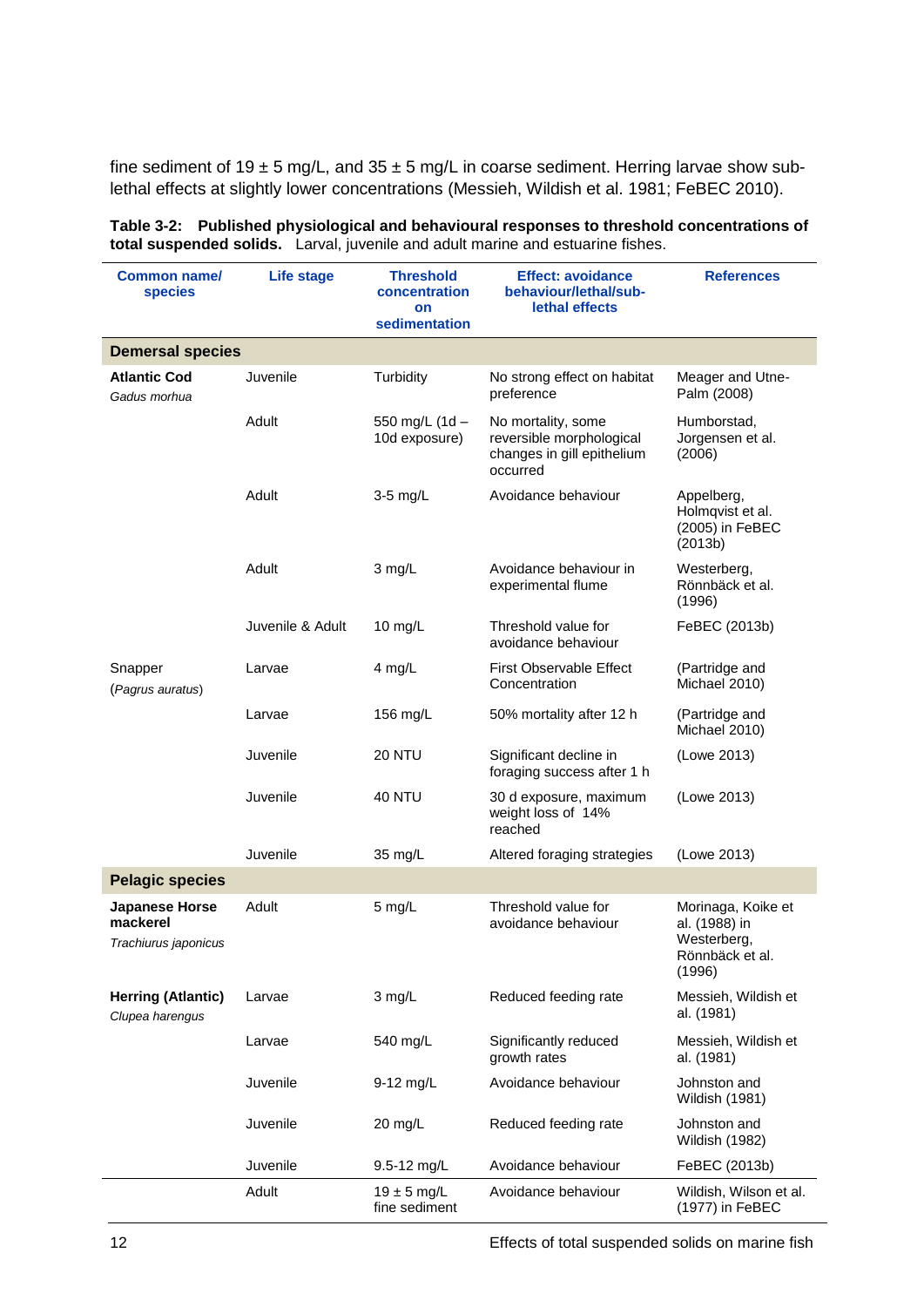fine sediment of 19 ± 5 mg/L, and 35 ± 5 mg/L in coarse sediment. Herring larvae show sub-lethal effects at slightly lower concentrations (Messieh, Wildish et al. 1981; FeBEC 2010).

**Table 3-2: Published physiological and behavioural responses to threshold concentrations of total suspended solids.** Larval, juvenile and adult marine and estuarine fishes.

| Common name/ species | Life stage | Threshold concentration on sedimentation | Effect: avoidance behaviour/lethal/sub-lethal effects | References |
|---|---|---|---|---|
| **Demersal species** | | | | |
| **Atlantic Cod** *Gadus morhua* | Juvenile | Turbidity | No strong effect on habitat preference | Meager and Utne-Palm (2008) |
| | Adult | 550 mg/L (1d – 10d exposure) | No mortality, some reversible morphological changes in gill epithelium occurred | Humborstad, Jorgensen et al. (2006) |
| | Adult | 3-5 mg/L | Avoidance behaviour | Appelberg, Holmqvist et al. (2005) in FeBEC (2013b) |
| | Adult | 3 mg/L | Avoidance behaviour in experimental flume | Westerberg, Rönnbäck et al. (1996) |
| | Juvenile & Adult | 10 mg/L | Threshold value for avoidance behaviour | FeBEC (2013b) |
| Snapper (*Pagrus auratus*) | Larvae | 4 mg/L | First Observable Effect Concentration | (Partridge and Michael 2010) |
| | Larvae | 156 mg/L | 50% mortality after 12 h | (Partridge and Michael 2010) |
| | Juvenile | 20 NTU | Significant decline in foraging success after 1 h | (Lowe 2013) |
| | Juvenile | 40 NTU | 30 d exposure, maximum weight loss of 14% reached | (Lowe 2013) |
| | Juvenile | 35 mg/L | Altered foraging strategies | (Lowe 2013) |
| **Pelagic species** | | | | |
| **Japanese Horse mackerel** *Trachiurus japonicus* | Adult | 5 mg/L | Threshold value for avoidance behaviour | Morinaga, Koike et al. (1988) in Westerberg, Rönnbäck et al. (1996) |
| **Herring (Atlantic)** *Clupea harengus* | Larvae | 3 mg/L | Reduced feeding rate | Messieh, Wildish et al. (1981) |
| | Larvae | 540 mg/L | Significantly reduced growth rates | Messieh, Wildish et al. (1981) |
| | Juvenile | 9-12 mg/L | Avoidance behaviour | Johnston and Wildish (1981) |
| | Juvenile | 20 mg/L | Reduced feeding rate | Johnston and Wildish (1982) |
| | Juvenile | 9.5-12 mg/L | Avoidance behaviour | FeBEC (2013b) |
| | Adult | 19 ± 5 mg/L fine sediment | Avoidance behaviour | Wildish, Wilson et al. (1977) in FeBEC |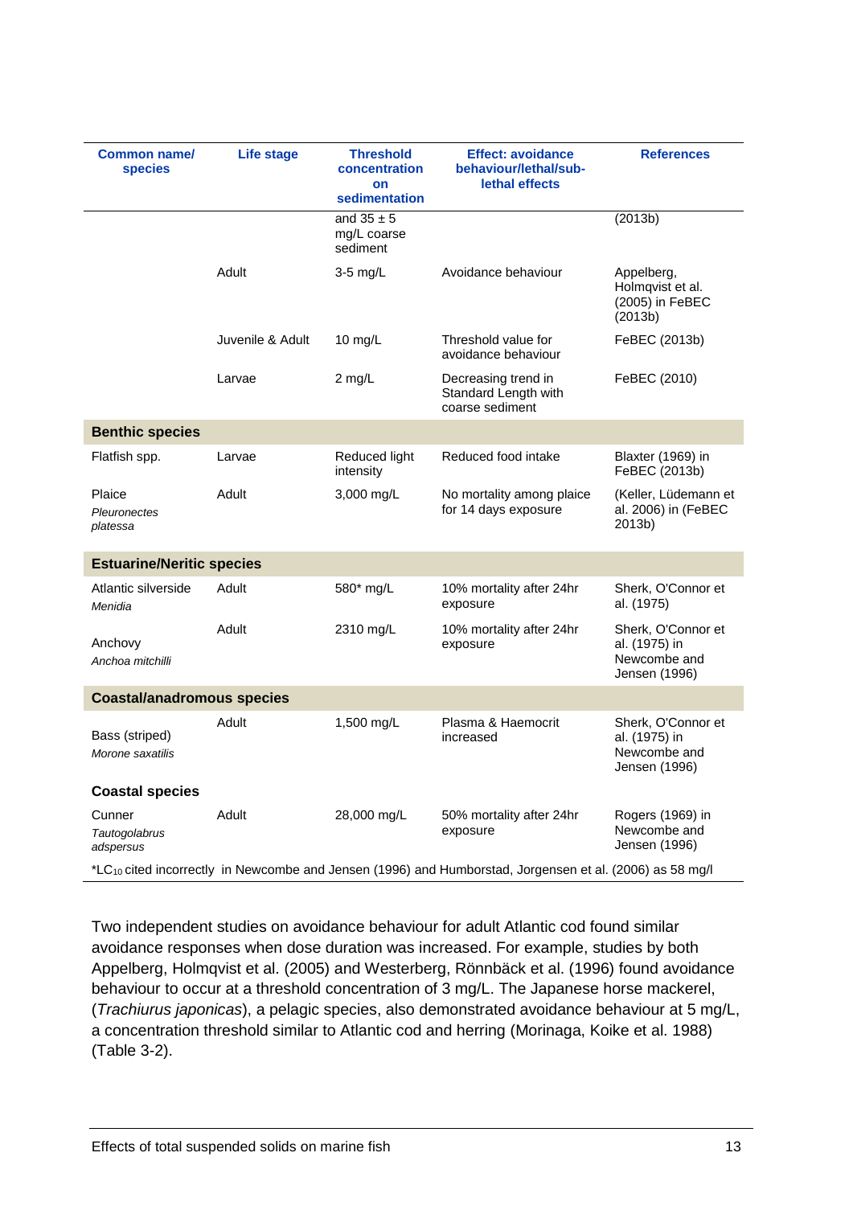| Common name/ species | Life stage | Threshold concentration on sedimentation | Effect: avoidance behaviour/lethal/sub-lethal effects | References |
|---|---|---|---|---|
| | | and 35 ± 5 mg/L coarse sediment | | (2013b) |
| | Adult | 3-5 mg/L | Avoidance behaviour | Appelberg, Holmqvist et al. (2005) in FeBEC (2013b) |
| | Juvenile & Adult | 10 mg/L | Threshold value for avoidance behaviour | FeBEC (2013b) |
| | Larvae | 2 mg/L | Decreasing trend in Standard Length with coarse sediment | FeBEC (2010) |
| **Benthic species** | | | | |
| Flatfish spp. | Larvae | Reduced light intensity | Reduced food intake | Blaxter (1969) in FeBEC (2013b) |
| Plaice *Pleuronectes platessa* | Adult | 3,000 mg/L | No mortality among plaice for 14 days exposure | (Keller, Lüdemann et al. 2006) in (FeBEC 2013b) |
| **Estuarine/Neritic species** | | | | |
| Atlantic silverside *Menidia* | Adult | 580* mg/L | 10% mortality after 24hr exposure | Sherk, O'Connor et al. (1975) |
| Anchovy *Anchoa mitchilli* | Adult | 2310 mg/L | 10% mortality after 24hr exposure | Sherk, O'Connor et al. (1975) in Newcombe and Jensen (1996) |
| **Coastal/anadromous species** | | | | |
| Bass (striped) *Morone saxatilis* | Adult | 1,500 mg/L | Plasma & Haemocrit increased | Sherk, O'Connor et al. (1975) in Newcombe and Jensen (1996) |
| **Coastal species** | | | | |
| Cunner *Tautogolabrus adspersus* | Adult | 28,000 mg/L | 50% mortality after 24hr exposure | Rogers (1969) in Newcombe and Jensen (1996) |

*$LC_{10}$ cited incorrectly in Newcombe and Jensen (1996) and Humborstad, Jorgensen et al. (2006) as 58 mg/l

Two independent studies on avoidance behaviour for adult Atlantic cod found similar avoidance responses when dose duration was increased. For example, studies by both Appelberg, Holmqvist et al. (2005) and Westerberg, Rönnbäck et al. (1996) found avoidance behaviour to occur at a threshold concentration of 3 mg/L. The Japanese horse mackerel, (*Trachiurus japonicas*), a pelagic species, also demonstrated avoidance behaviour at 5 mg/L, a concentration threshold similar to Atlantic cod and herring (Morinaga, Koike et al. 1988) (Table 3-2).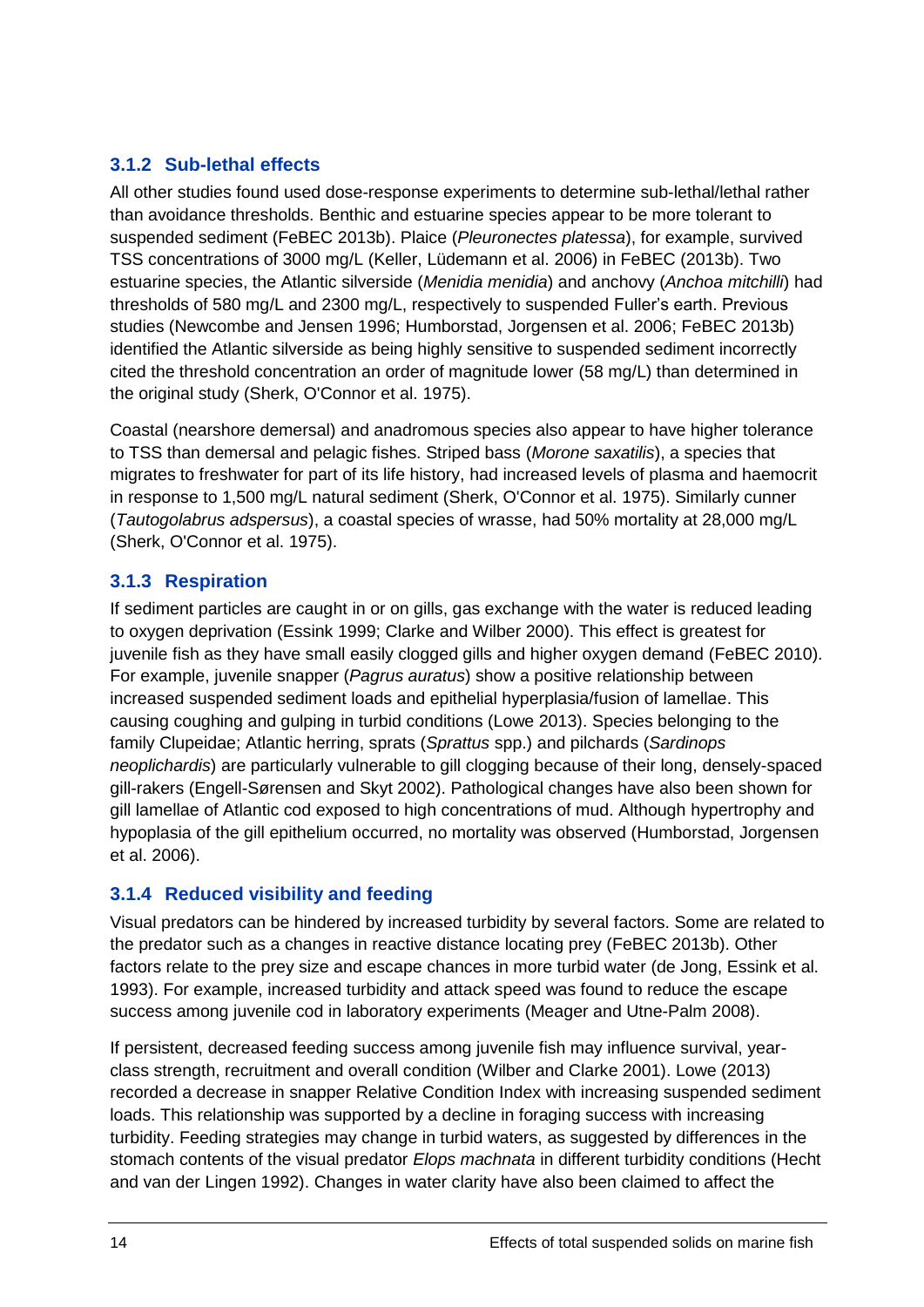### 3.1.2 Sub-lethal effects

All other studies found used dose-response experiments to determine sub-lethal/lethal rather than avoidance thresholds. Benthic and estuarine species appear to be more tolerant to suspended sediment (FeBEC 2013b). Plaice (*Pleuronectes platessa*), for example, survived TSS concentrations of 3000 mg/L (Keller, Lüdemann et al. 2006) in FeBEC (2013b). Two estuarine species, the Atlantic silverside (*Menidia menidia*) and anchovy (*Anchoa mitchilli*) had thresholds of 580 mg/L and 2300 mg/L, respectively to suspended Fuller's earth. Previous studies (Newcombe and Jensen 1996; Humborstad, Jorgensen et al. 2006; FeBEC 2013b) identified the Atlantic silverside as being highly sensitive to suspended sediment incorrectly cited the threshold concentration an order of magnitude lower (58 mg/L) than determined in the original study (Sherk, O'Connor et al. 1975).

Coastal (nearshore demersal) and anadromous species also appear to have higher tolerance to TSS than demersal and pelagic fishes. Striped bass (*Morone saxatilis*), a species that migrates to freshwater for part of its life history, had increased levels of plasma and haemocrit in response to 1,500 mg/L natural sediment (Sherk, O'Connor et al. 1975). Similarly cunner (*Tautogolabrus adspersus*), a coastal species of wrasse, had 50% mortality at 28,000 mg/L (Sherk, O'Connor et al. 1975).

### 3.1.3 Respiration

If sediment particles are caught in or on gills, gas exchange with the water is reduced leading to oxygen deprivation (Essink 1999; Clarke and Wilber 2000). This effect is greatest for juvenile fish as they have small easily clogged gills and higher oxygen demand (FeBEC 2010). For example, juvenile snapper (*Pagrus auratus*) show a positive relationship between increased suspended sediment loads and epithelial hyperplasia/fusion of lamellae. This causing coughing and gulping in turbid conditions (Lowe 2013). Species belonging to the family Clupeidae; Atlantic herring, sprats (*Sprattus* spp.) and pilchards (*Sardinops neoplichardis*) are particularly vulnerable to gill clogging because of their long, densely-spaced gill-rakers (Engell-Sørensen and Skyt 2002). Pathological changes have also been shown for gill lamellae of Atlantic cod exposed to high concentrations of mud. Although hypertrophy and hypoplasia of the gill epithelium occurred, no mortality was observed (Humborstad, Jorgensen et al. 2006).

### 3.1.4 Reduced visibility and feeding

Visual predators can be hindered by increased turbidity by several factors. Some are related to the predator such as a changes in reactive distance locating prey (FeBEC 2013b). Other factors relate to the prey size and escape chances in more turbid water (de Jong, Essink et al. 1993). For example, increased turbidity and attack speed was found to reduce the escape success among juvenile cod in laboratory experiments (Meager and Utne-Palm 2008).

If persistent, decreased feeding success among juvenile fish may influence survival, year-class strength, recruitment and overall condition (Wilber and Clarke 2001). Lowe (2013) recorded a decrease in snapper Relative Condition Index with increasing suspended sediment loads. This relationship was supported by a decline in foraging success with increasing turbidity. Feeding strategies may change in turbid waters, as suggested by differences in the stomach contents of the visual predator *Elops machnata* in different turbidity conditions (Hecht and van der Lingen 1992). Changes in water clarity have also been claimed to affect the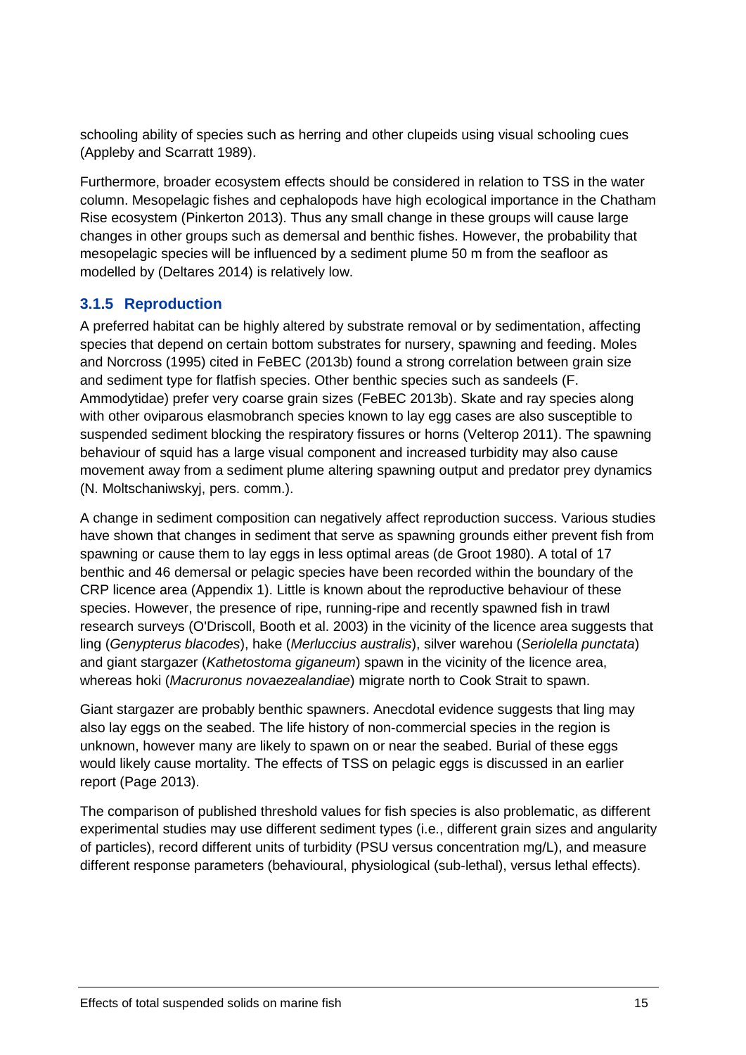schooling ability of species such as herring and other clupeids using visual schooling cues (Appleby and Scarratt 1989).

Furthermore, broader ecosystem effects should be considered in relation to TSS in the water column. Mesopelagic fishes and cephalopods have high ecological importance in the Chatham Rise ecosystem (Pinkerton 2013). Thus any small change in these groups will cause large changes in other groups such as demersal and benthic fishes. However, the probability that mesopelagic species will be influenced by a sediment plume 50 m from the seafloor as modelled by (Deltares 2014) is relatively low.

### 3.1.5 Reproduction

A preferred habitat can be highly altered by substrate removal or by sedimentation, affecting species that depend on certain bottom substrates for nursery, spawning and feeding. Moles and Norcross (1995) cited in FeBEC (2013b) found a strong correlation between grain size and sediment type for flatfish species. Other benthic species such as sandeels (F. Ammodytidae) prefer very coarse grain sizes (FeBEC 2013b). Skate and ray species along with other oviparous elasmobranch species known to lay egg cases are also susceptible to suspended sediment blocking the respiratory fissures or horns (Velterop 2011). The spawning behaviour of squid has a large visual component and increased turbidity may also cause movement away from a sediment plume altering spawning output and predator prey dynamics (N. Moltschaniwskyj, pers. comm.).

A change in sediment composition can negatively affect reproduction success. Various studies have shown that changes in sediment that serve as spawning grounds either prevent fish from spawning or cause them to lay eggs in less optimal areas (de Groot 1980). A total of 17 benthic and 46 demersal or pelagic species have been recorded within the boundary of the CRP licence area (Appendix 1). Little is known about the reproductive behaviour of these species. However, the presence of ripe, running-ripe and recently spawned fish in trawl research surveys (O'Driscoll, Booth et al. 2003) in the vicinity of the licence area suggests that ling (*Genypterus blacodes*), hake (*Merluccius australis*), silver warehou (*Seriolella punctata*) and giant stargazer (*Kathetostoma giganeum*) spawn in the vicinity of the licence area, whereas hoki (*Macruronus novaezealandiae*) migrate north to Cook Strait to spawn.

Giant stargazer are probably benthic spawners. Anecdotal evidence suggests that ling may also lay eggs on the seabed. The life history of non-commercial species in the region is unknown, however many are likely to spawn on or near the seabed. Burial of these eggs would likely cause mortality. The effects of TSS on pelagic eggs is discussed in an earlier report (Page 2013).

The comparison of published threshold values for fish species is also problematic, as different experimental studies may use different sediment types (i.e., different grain sizes and angularity of particles), record different units of turbidity (PSU versus concentration mg/L), and measure different response parameters (behavioural, physiological (sub-lethal), versus lethal effects).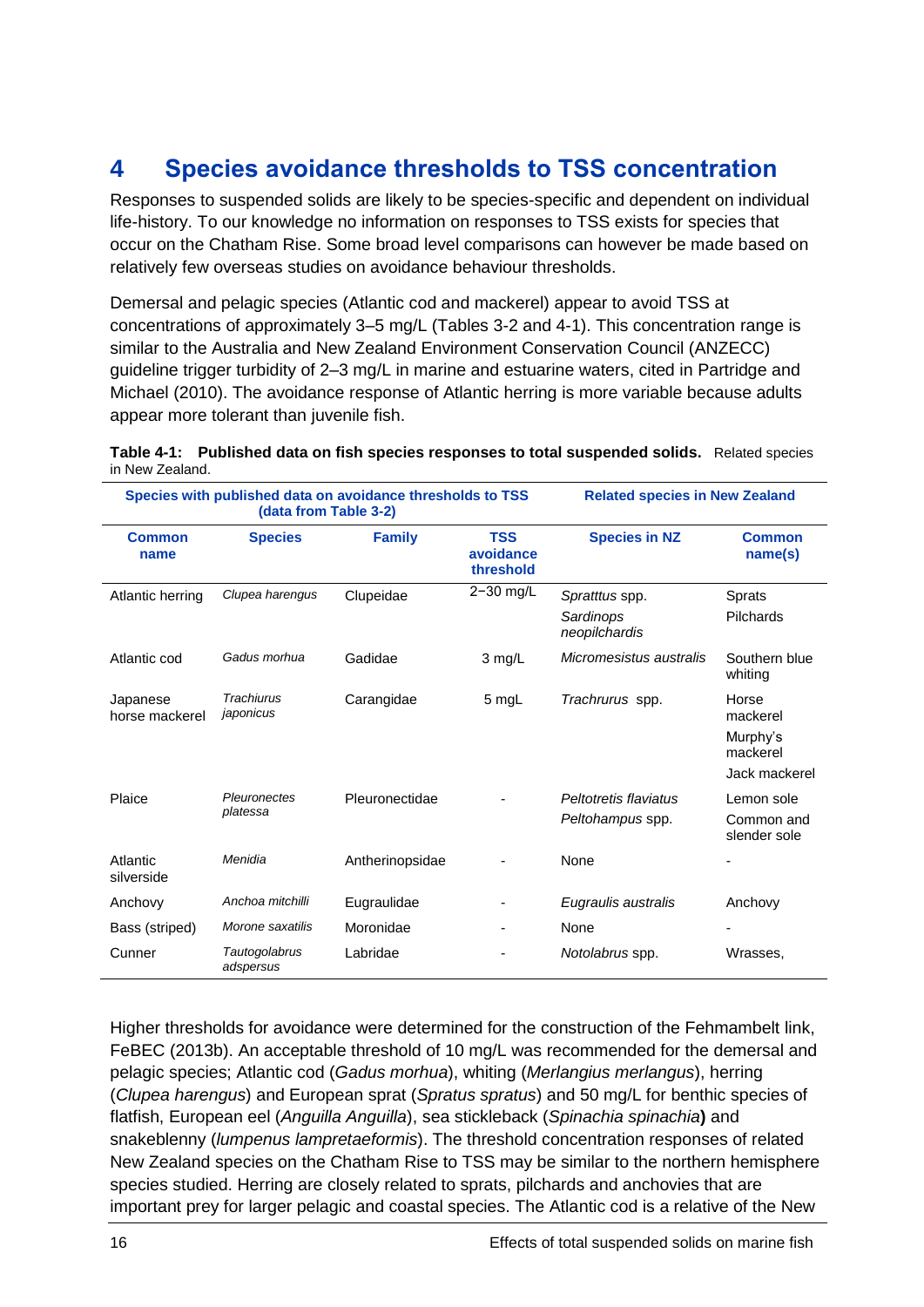# 4 Species avoidance thresholds to TSS concentration

Responses to suspended solids are likely to be species-specific and dependent on individual life-history. To our knowledge no information on responses to TSS exists for species that occur on the Chatham Rise. Some broad level comparisons can however be made based on relatively few overseas studies on avoidance behaviour thresholds.

Demersal and pelagic species (Atlantic cod and mackerel) appear to avoid TSS at concentrations of approximately 3–5 mg/L (Tables 3-2 and 4-1). This concentration range is similar to the Australia and New Zealand Environment Conservation Council (ANZECC) guideline trigger turbidity of 2–3 mg/L in marine and estuarine waters, cited in Partridge and Michael (2010). The avoidance response of Atlantic herring is more variable because adults appear more tolerant than juvenile fish.

**Table 4-1: Published data on fish species responses to total suspended solids.** Related species in New Zealand.

| Species with published data on avoidance thresholds to TSS (data from Table 3-2) | | | | Related species in New Zealand | |
|---|---|---|---|---|---|
| **Common name** | **Species** | **Family** | **TSS avoidance threshold** | **Species in NZ** | **Common name(s)** |
| Atlantic herring | *Clupea harengus* | Clupeidae | 2−30 mg/L | *Spratttus* spp.<br>*Sardinops neopilchardis* | Sprats<br>Pilchards |
| Atlantic cod | *Gadus morhua* | Gadidae | 3 mg/L | *Micromesistus australis* | Southern blue whiting |
| Japanese horse mackerel | *Trachiurus japonicus* | Carangidae | 5 mgL | *Trachrurus* spp. | Horse mackerel<br>Murphy's mackerel<br>Jack mackerel |
| Plaice | *Pleuronectes platessa* | Pleuronectidae | - | *Peltotretis flaviatus*<br>*Peltohampus* spp. | Lemon sole<br>Common and slender sole |
| Atlantic silverside | *Menidia* | Antherinopsidae | - | None | - |
| Anchovy | *Anchoa mitchilli* | Eugraulidae | - | *Eugraulis australis* | Anchovy |
| Bass (striped) | *Morone saxatilis* | Moronidae | - | None | - |
| Cunner | *Tautogolabrus adspersus* | Labridae | - | *Notolabrus* spp. | Wrasses, |

Higher thresholds for avoidance were determined for the construction of the Fehmambelt link, FeBEC (2013b). An acceptable threshold of 10 mg/L was recommended for the demersal and pelagic species; Atlantic cod (*Gadus morhua*), whiting (*Merlangius merlangus*), herring (*Clupea harengus*) and European sprat (*Spratus spratus*) and 50 mg/L for benthic species of flatfish, European eel (*Anguilla Anguilla*), sea stickleback (*Spinachia spinachia*) and snakeblenny (*lumpenus lampretaeformis*). The threshold concentration responses of related New Zealand species on the Chatham Rise to TSS may be similar to the northern hemisphere species studied. Herring are closely related to sprats, pilchards and anchovies that are important prey for larger pelagic and coastal species. The Atlantic cod is a relative of the New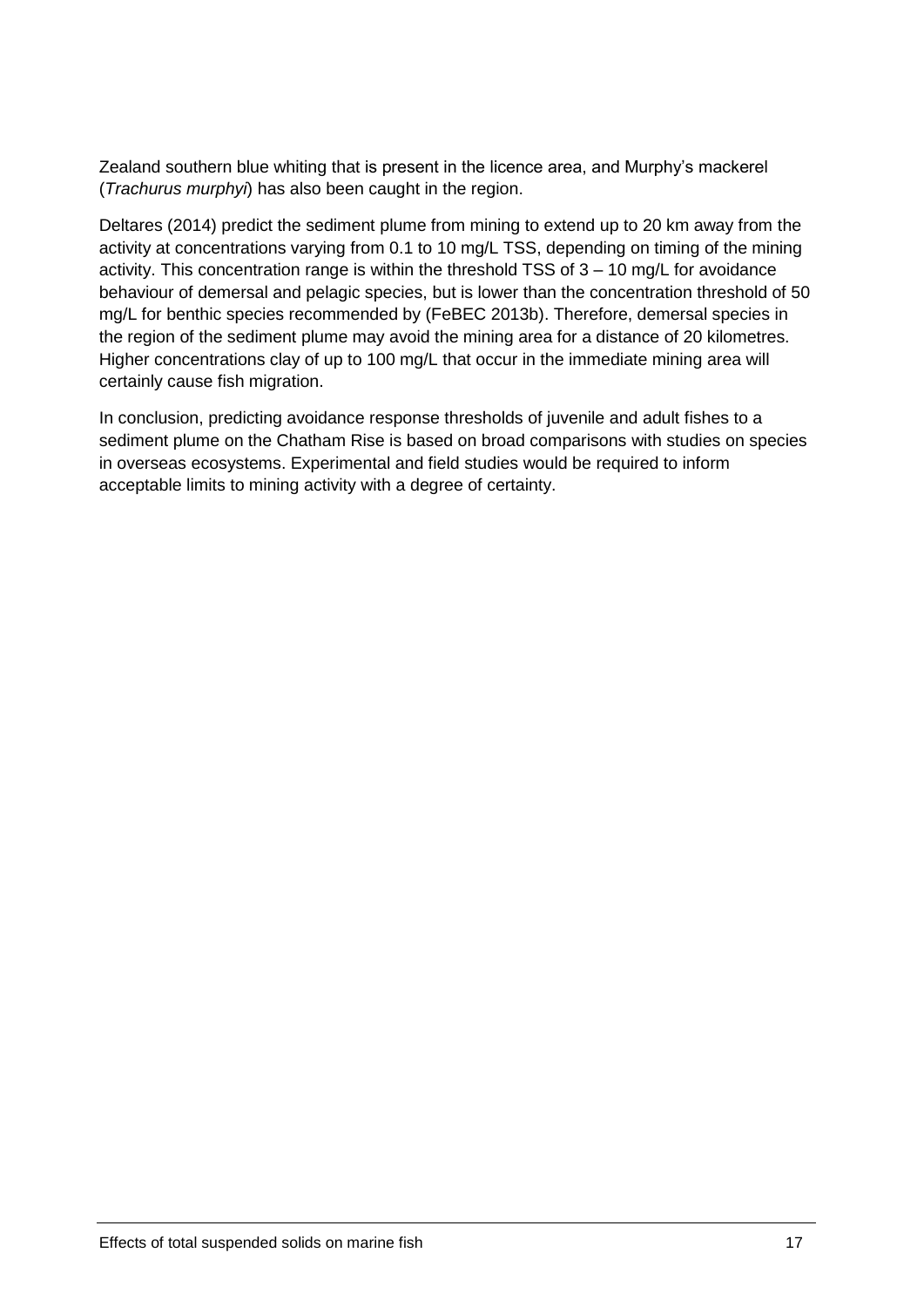Zealand southern blue whiting that is present in the licence area, and Murphy's mackerel (*Trachurus murphyi*) has also been caught in the region.

Deltares (2014) predict the sediment plume from mining to extend up to 20 km away from the activity at concentrations varying from 0.1 to 10 mg/L TSS, depending on timing of the mining activity. This concentration range is within the threshold TSS of 3 – 10 mg/L for avoidance behaviour of demersal and pelagic species, but is lower than the concentration threshold of 50 mg/L for benthic species recommended by (FeBEC 2013b). Therefore, demersal species in the region of the sediment plume may avoid the mining area for a distance of 20 kilometres. Higher concentrations clay of up to 100 mg/L that occur in the immediate mining area will certainly cause fish migration.

In conclusion, predicting avoidance response thresholds of juvenile and adult fishes to a sediment plume on the Chatham Rise is based on broad comparisons with studies on species in overseas ecosystems. Experimental and field studies would be required to inform acceptable limits to mining activity with a degree of certainty.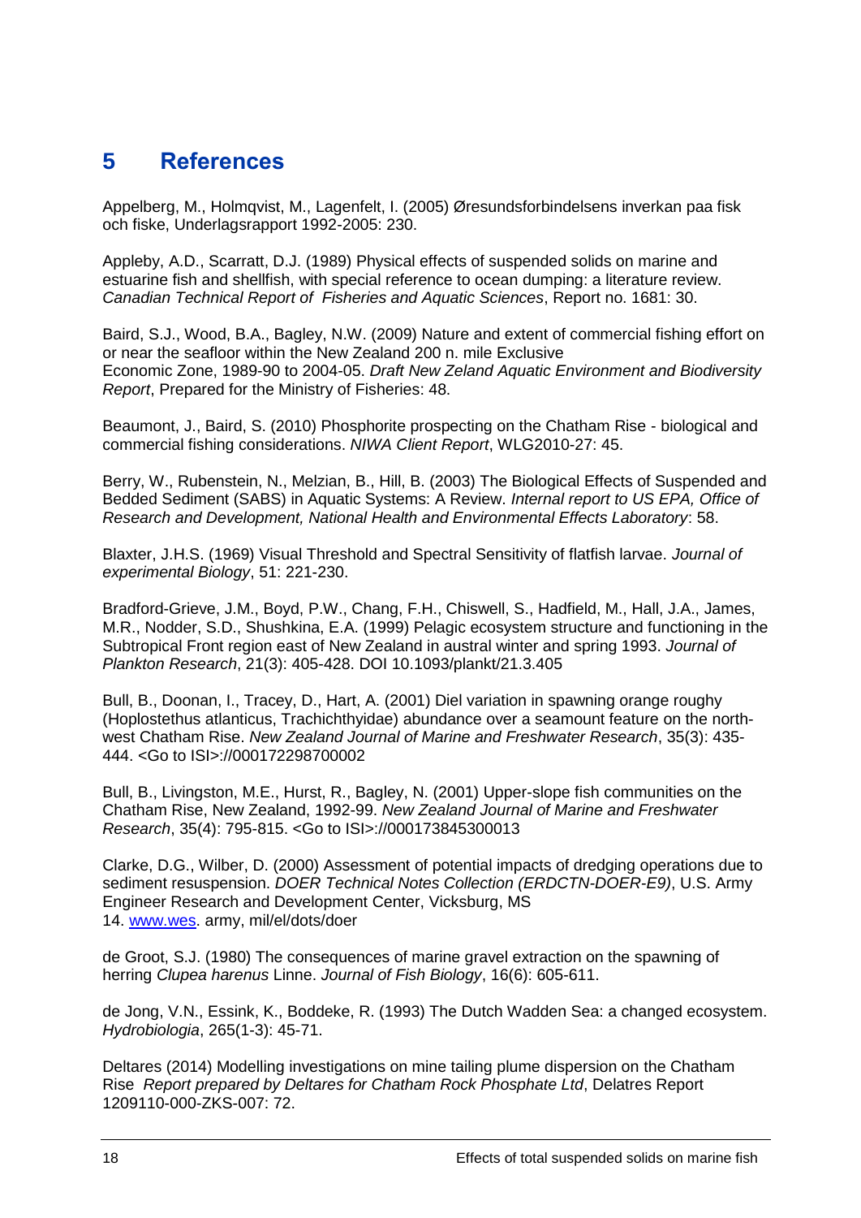# 5 References

Appelberg, M., Holmqvist, M., Lagenfelt, I. (2005) Øresundsforbindelsens inverkan paa fisk och fiske, Underlagsrapport 1992-2005: 230.

Appleby, A.D., Scarratt, D.J. (1989) Physical effects of suspended solids on marine and estuarine fish and shellfish, with special reference to ocean dumping: a literature review. *Canadian Technical Report of Fisheries and Aquatic Sciences*, Report no. 1681: 30.

Baird, S.J., Wood, B.A., Bagley, N.W. (2009) Nature and extent of commercial fishing effort on or near the seafloor within the New Zealand 200 n. mile Exclusive Economic Zone, 1989-90 to 2004-05. *Draft New Zeland Aquatic Environment and Biodiversity Report*, Prepared for the Ministry of Fisheries: 48.

Beaumont, J., Baird, S. (2010) Phosphorite prospecting on the Chatham Rise - biological and commercial fishing considerations. *NIWA Client Report*, WLG2010-27: 45.

Berry, W., Rubenstein, N., Melzian, B., Hill, B. (2003) The Biological Effects of Suspended and Bedded Sediment (SABS) in Aquatic Systems: A Review. *Internal report to US EPA, Office of Research and Development, National Health and Environmental Effects Laboratory*: 58.

Blaxter, J.H.S. (1969) Visual Threshold and Spectral Sensitivity of flatfish larvae. *Journal of experimental Biology*, 51: 221-230.

Bradford-Grieve, J.M., Boyd, P.W., Chang, F.H., Chiswell, S., Hadfield, M., Hall, J.A., James, M.R., Nodder, S.D., Shushkina, E.A. (1999) Pelagic ecosystem structure and functioning in the Subtropical Front region east of New Zealand in austral winter and spring 1993. *Journal of Plankton Research*, 21(3): 405-428. DOI 10.1093/plankt/21.3.405

Bull, B., Doonan, I., Tracey, D., Hart, A. (2001) Diel variation in spawning orange roughy (Hoplostethus atlanticus, Trachichthyidae) abundance over a seamount feature on the north-west Chatham Rise. *New Zealand Journal of Marine and Freshwater Research*, 35(3): 435-444. <Go to ISI>://000172298700002

Bull, B., Livingston, M.E., Hurst, R., Bagley, N. (2001) Upper-slope fish communities on the Chatham Rise, New Zealand, 1992-99. *New Zealand Journal of Marine and Freshwater Research*, 35(4): 795-815. <Go to ISI>://000173845300013

Clarke, D.G., Wilber, D. (2000) Assessment of potential impacts of dredging operations due to sediment resuspension. *DOER Technical Notes Collection (ERDCTN-DOER-E9)*, U.S. Army Engineer Research and Development Center, Vicksburg, MS 14. www.wes. army, mil/el/dots/doer

de Groot, S.J. (1980) The consequences of marine gravel extraction on the spawning of herring *Clupea harenus* Linne. *Journal of Fish Biology*, 16(6): 605-611.

de Jong, V.N., Essink, K., Boddeke, R. (1993) The Dutch Wadden Sea: a changed ecosystem. *Hydrobiologia*, 265(1-3): 45-71.

Deltares (2014) Modelling investigations on mine tailing plume dispersion on the Chatham Rise *Report prepared by Deltares for Chatham Rock Phosphate Ltd*, Delatres Report 1209110-000-ZKS-007: 72.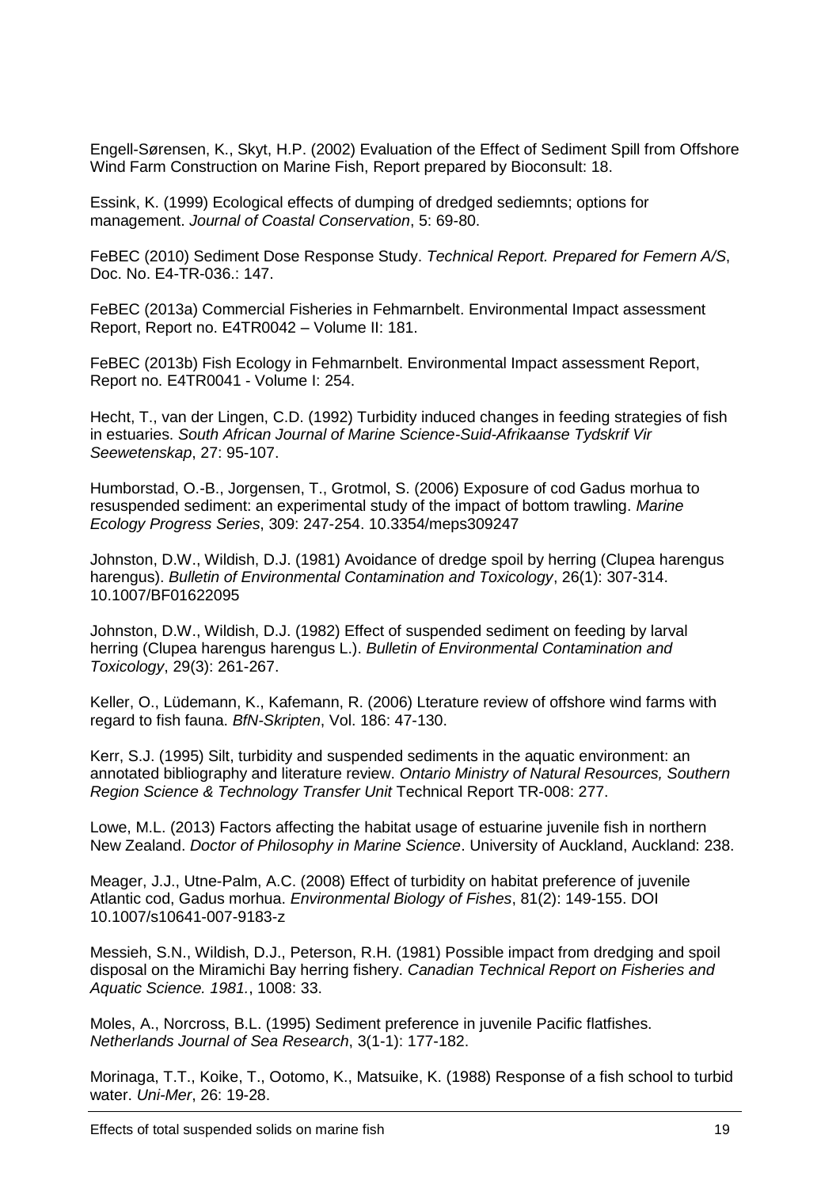Engell-Sørensen, K., Skyt, H.P. (2002) Evaluation of the Effect of Sediment Spill from Offshore Wind Farm Construction on Marine Fish, Report prepared by Bioconsult: 18.

Essink, K. (1999) Ecological effects of dumping of dredged sediemnts; options for management. *Journal of Coastal Conservation*, 5: 69-80.

FeBEC (2010) Sediment Dose Response Study. *Technical Report. Prepared for Femern A/S*, Doc. No. E4-TR-036.: 147.

FeBEC (2013a) Commercial Fisheries in Fehmarnbelt. Environmental Impact assessment Report, Report no. E4TR0042 – Volume II: 181.

FeBEC (2013b) Fish Ecology in Fehmarnbelt. Environmental Impact assessment Report, Report no. E4TR0041 - Volume I: 254.

Hecht, T., van der Lingen, C.D. (1992) Turbidity induced changes in feeding strategies of fish in estuaries. *South African Journal of Marine Science-Suid-Afrikaanse Tydskrif Vir Seewetenskap*, 27: 95-107.

Humborstad, O.-B., Jorgensen, T., Grotmol, S. (2006) Exposure of cod Gadus morhua to resuspended sediment: an experimental study of the impact of bottom trawling. *Marine Ecology Progress Series*, 309: 247-254. 10.3354/meps309247

Johnston, D.W., Wildish, D.J. (1981) Avoidance of dredge spoil by herring (Clupea harengus harengus). *Bulletin of Environmental Contamination and Toxicology*, 26(1): 307-314. 10.1007/BF01622095

Johnston, D.W., Wildish, D.J. (1982) Effect of suspended sediment on feeding by larval herring (Clupea harengus harengus L.). *Bulletin of Environmental Contamination and Toxicology*, 29(3): 261-267.

Keller, O., Lüdemann, K., Kafemann, R. (2006) Lterature review of offshore wind farms with regard to fish fauna. *BfN-Skripten*, Vol. 186: 47-130.

Kerr, S.J. (1995) Silt, turbidity and suspended sediments in the aquatic environment: an annotated bibliography and literature review. *Ontario Ministry of Natural Resources, Southern Region Science & Technology Transfer Unit* Technical Report TR-008: 277.

Lowe, M.L. (2013) Factors affecting the habitat usage of estuarine juvenile fish in northern New Zealand. *Doctor of Philosophy in Marine Science*. University of Auckland, Auckland: 238.

Meager, J.J., Utne-Palm, A.C. (2008) Effect of turbidity on habitat preference of juvenile Atlantic cod, Gadus morhua. *Environmental Biology of Fishes*, 81(2): 149-155. DOI 10.1007/s10641-007-9183-z

Messieh, S.N., Wildish, D.J., Peterson, R.H. (1981) Possible impact from dredging and spoil disposal on the Miramichi Bay herring fishery. *Canadian Technical Report on Fisheries and Aquatic Science. 1981.*, 1008: 33.

Moles, A., Norcross, B.L. (1995) Sediment preference in juvenile Pacific flatfishes. *Netherlands Journal of Sea Research*, 3(1-1): 177-182.

Morinaga, T.T., Koike, T., Ootomo, K., Matsuike, K. (1988) Response of a fish school to turbid water. *Uni-Mer*, 26: 19-28.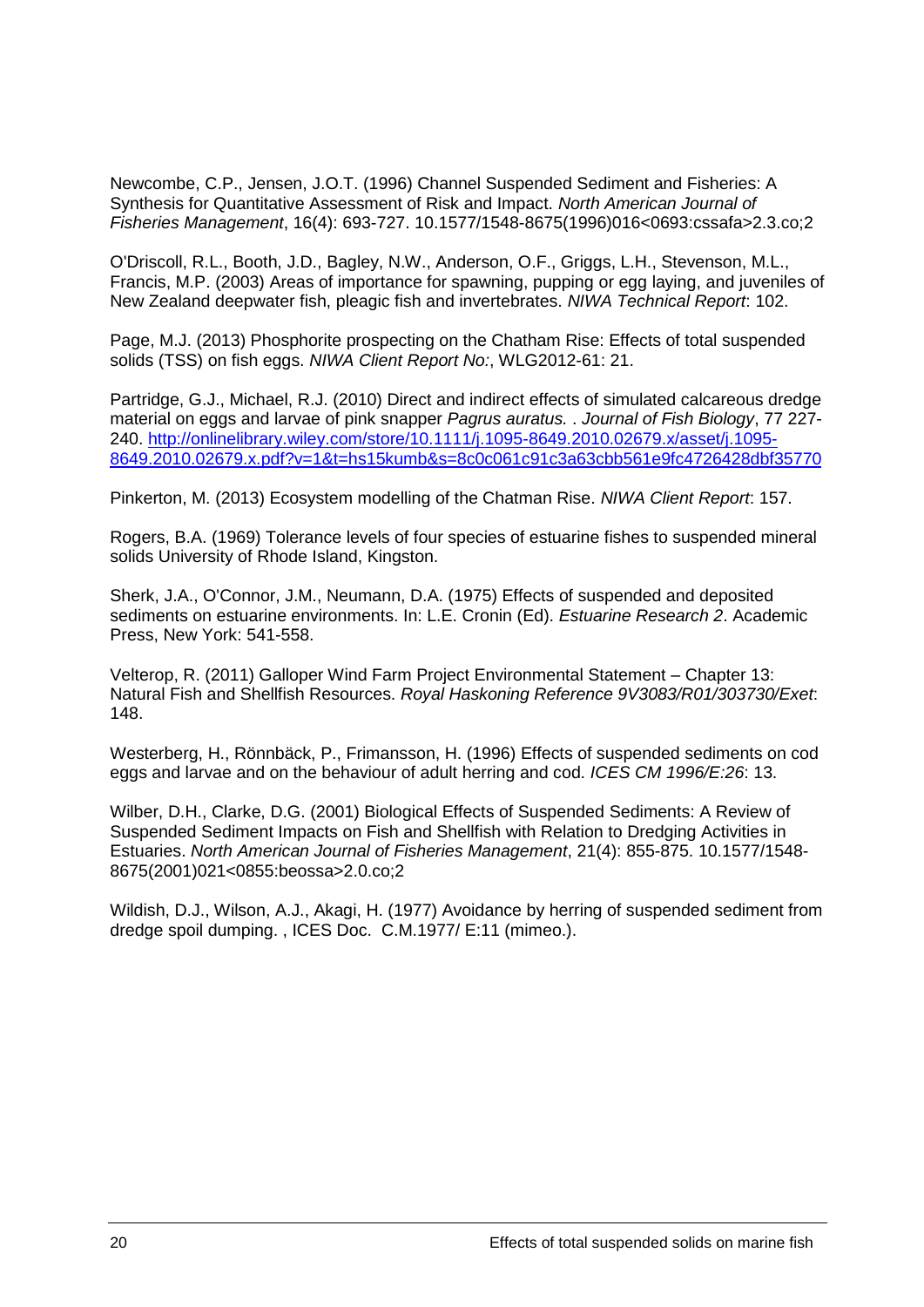Newcombe, C.P., Jensen, J.O.T. (1996) Channel Suspended Sediment and Fisheries: A Synthesis for Quantitative Assessment of Risk and Impact. *North American Journal of Fisheries Management*, 16(4): 693-727. 10.1577/1548-8675(1996)016<0693:cssafa>2.3.co;2

O'Driscoll, R.L., Booth, J.D., Bagley, N.W., Anderson, O.F., Griggs, L.H., Stevenson, M.L., Francis, M.P. (2003) Areas of importance for spawning, pupping or egg laying, and juveniles of New Zealand deepwater fish, pleagic fish and invertebrates. *NIWA Technical Report*: 102.

Page, M.J. (2013) Phosphorite prospecting on the Chatham Rise: Effects of total suspended solids (TSS) on fish eggs. *NIWA Client Report No:*, WLG2012-61: 21.

Partridge, G.J., Michael, R.J. (2010) Direct and indirect effects of simulated calcareous dredge material on eggs and larvae of pink snapper *Pagrus auratus.* . *Journal of Fish Biology*, 77 227-240. [http://onlinelibrary.wiley.com/store/10.1111/j.1095-8649.2010.02679.x/asset/j.1095-8649.2010.02679.x.pdf?v=1&t=hs15kumb&s=8c0c061c91c3a63cbb561e9fc4726428dbf35770](http://onlinelibrary.wiley.com/store/10.1111/j.1095-8649.2010.02679.x/asset/j.1095-8649.2010.02679.x.pdf?v=1&t=hs15kumb&s=8c0c061c91c3a63cbb561e9fc4726428dbf35770)

Pinkerton, M. (2013) Ecosystem modelling of the Chatman Rise. *NIWA Client Report*: 157.

Rogers, B.A. (1969) Tolerance levels of four species of estuarine fishes to suspended mineral solids University of Rhode Island, Kingston.

Sherk, J.A., O'Connor, J.M., Neumann, D.A. (1975) Effects of suspended and deposited sediments on estuarine environments. In: L.E. Cronin (Ed). *Estuarine Research 2*. Academic Press, New York: 541-558.

Velterop, R. (2011) Galloper Wind Farm Project Environmental Statement – Chapter 13: Natural Fish and Shellfish Resources. *Royal Haskoning Reference 9V3083/R01/303730/Exet*: 148.

Westerberg, H., Rönnbäck, P., Frimansson, H. (1996) Effects of suspended sediments on cod eggs and larvae and on the behaviour of adult herring and cod. *ICES CM 1996/E:26*: 13.

Wilber, D.H., Clarke, D.G. (2001) Biological Effects of Suspended Sediments: A Review of Suspended Sediment Impacts on Fish and Shellfish with Relation to Dredging Activities in Estuaries. *North American Journal of Fisheries Management*, 21(4): 855-875. 10.1577/1548-8675(2001)021<0855:beossa>2.0.co;2

Wildish, D.J., Wilson, A.J., Akagi, H. (1977) Avoidance by herring of suspended sediment from dredge spoil dumping. , ICES Doc. C.M.1977/ E:11 (mimeo.).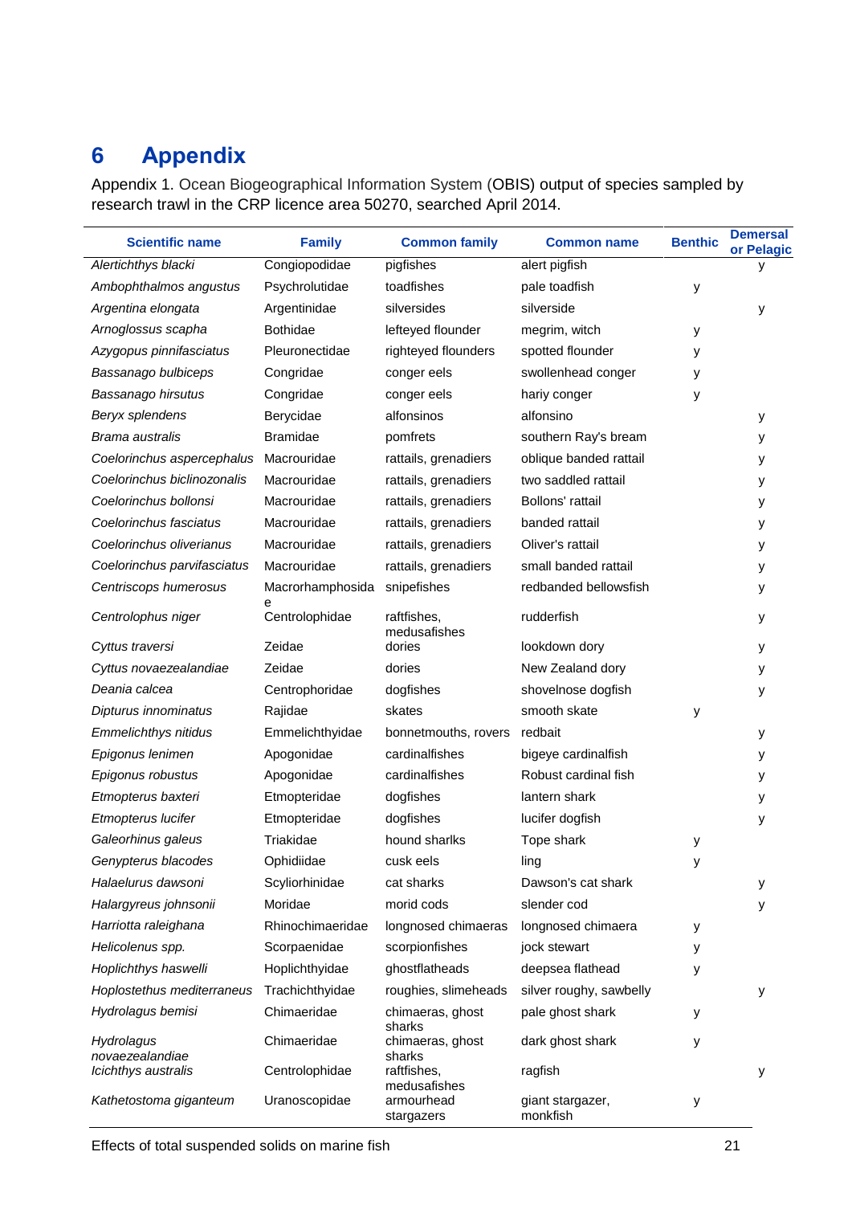# 6 Appendix

Appendix 1. Ocean Biogeographical Information System (OBIS) output of species sampled by research trawl in the CRP licence area 50270, searched April 2014.

| Scientific name | Family | Common family | Common name | Benthic | Demersal or Pelagic |
|---|---|---|---|---|---|
| *Alertichthys blacki* | Congiopodidae | pigfishes | alert pigfish | | y |
| *Ambophthalmos angustus* | Psychrolutidae | toadfishes | pale toadfish | y | |
| *Argentina elongata* | Argentinidae | silversides | silverside | | y |
| *Arnoglossus scapha* | Bothidae | lefteyed flounder | megrim, witch | y | |
| *Azygopus pinnifasciatus* | Pleuronectidae | righteyed flounders | spotted flounder | y | |
| *Bassanago bulbiceps* | Congridae | conger eels | swollenhead conger | y | |
| *Bassanago hirsutus* | Congridae | conger eels | hariy conger | y | |
| *Beryx splendens* | Berycidae | alfonsinos | alfonsino | | y |
| *Brama australis* | Bramidae | pomfrets | southern Ray's bream | | y |
| *Coelorinchus aspercephalus* | Macrouridae | rattails, grenadiers | oblique banded rattail | | y |
| *Coelorinchus biclinozonalis* | Macrouridae | rattails, grenadiers | two saddled rattail | | y |
| *Coelorinchus bollonsi* | Macrouridae | rattails, grenadiers | Bollons' rattail | | y |
| *Coelorinchus fasciatus* | Macrouridae | rattails, grenadiers | banded rattail | | y |
| *Coelorinchus oliverianus* | Macrouridae | rattails, grenadiers | Oliver's rattail | | y |
| *Coelorinchus parvifasciatus* | Macrouridae | rattails, grenadiers | small banded rattail | | y |
| *Centriscops humerosus* | Macrorhamphosidae | snipefishes | redbanded bellowsfish | | y |
| *Centrolophus niger* | Centrolophidae | raftfishes, medusafishes | rudderfish | | y |
| *Cyttus traversi* | Zeidae | dories | lookdown dory | | y |
| *Cyttus novaezealandiae* | Zeidae | dories | New Zealand dory | | y |
| *Deania calcea* | Centrophoridae | dogfishes | shovelnose dogfish | | y |
| *Dipturus innominatus* | Rajidae | skates | smooth skate | y | |
| *Emmelichthys nitidus* | Emmelichthyidae | bonnetmouths, rovers | redbait | | y |
| *Epigonus lenimen* | Apogonidae | cardinalfishes | bigeye cardinalfish | | y |
| *Epigonus robustus* | Apogonidae | cardinalfishes | Robust cardinal fish | | y |
| *Etmopterus baxteri* | Etmopteridae | dogfishes | lantern shark | | y |
| *Etmopterus lucifer* | Etmopteridae | dogfishes | lucifer dogfish | | y |
| *Galeorhinus galeus* | Triakidae | hound sharlks | Tope shark | y | |
| *Genypterus blacodes* | Ophidiidae | cusk eels | ling | y | |
| *Halaelurus dawsoni* | Scyliorhinidae | cat sharks | Dawson's cat shark | | y |
| *Halargyreus johnsonii* | Moridae | morid cods | slender cod | | y |
| *Harriotta raleighana* | Rhinochimaeridae | longnosed chimaeras | longnosed chimaera | y | |
| *Helicolenus spp.* | Scorpaenidae | scorpionfishes | jock stewart | y | |
| *Hoplichthys haswelli* | Hoplichthyidae | ghostflatheads | deepsea flathead | y | |
| *Hoplostethus mediterraneus* | Trachichthyidae | roughies, slimeheads | silver roughy, sawbelly | | y |
| *Hydrolagus bemisi* | Chimaeridae | chimaeras, ghost sharks | pale ghost shark | y | |
| *Hydrolagus novaezealandiae* | Chimaeridae | chimaeras, ghost sharks | dark ghost shark | y | |
| *Icichthys australis* | Centrolophidae | raftfishes, medusafishes | ragfish | | y |
| *Kathetostoma giganteum* | Uranoscopidae | armourhead stargazers | giant stargazer, monkfish | y | |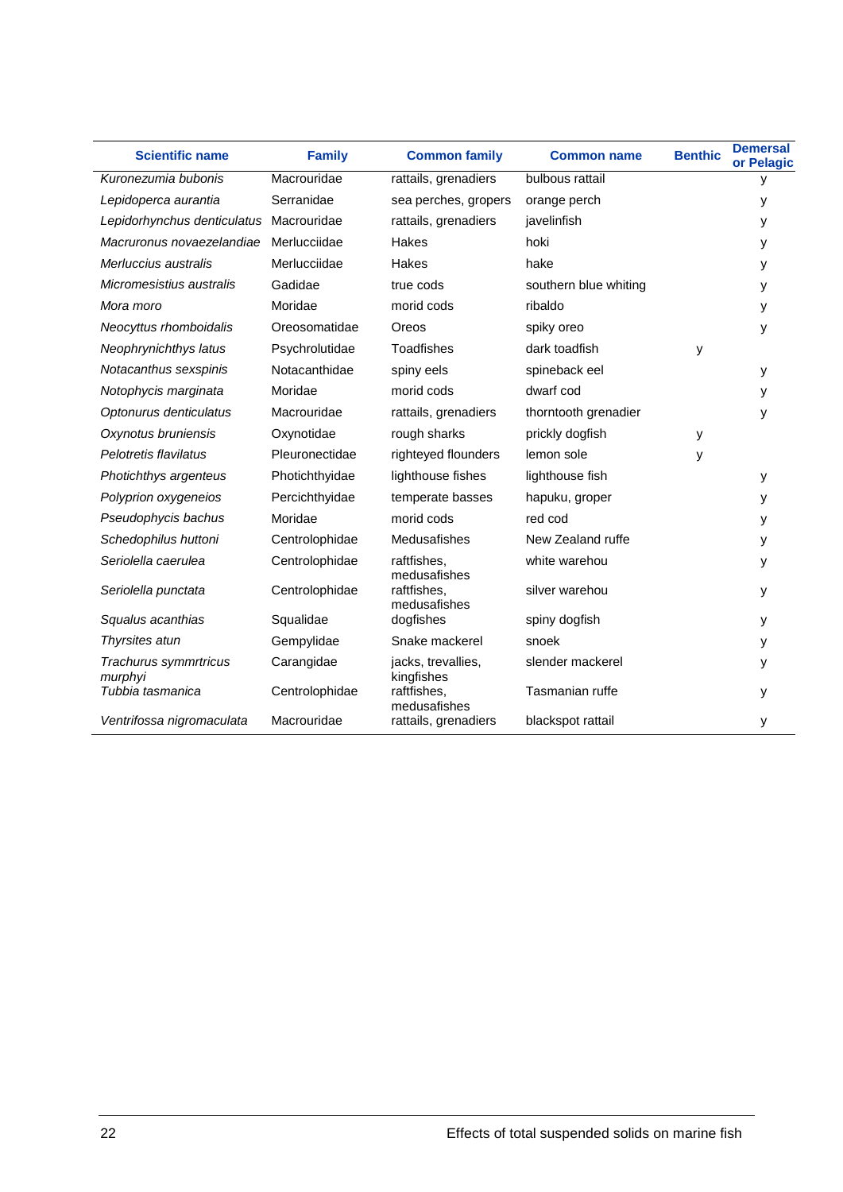| Scientific name | Family | Common family | Common name | Benthic | Demersal or Pelagic |
|---|---|---|---|---|---|
| *Kuronezumia bubonis* | Macrouridae | rattails, grenadiers | bulbous rattail | | y |
| *Lepidoperca aurantia* | Serranidae | sea perches, gropers | orange perch | | y |
| *Lepidorhynchus denticulatus* | Macrouridae | rattails, grenadiers | javelinfish | | y |
| *Macruronus novaezelandiae* | Merlucciidae | Hakes | hoki | | y |
| *Merluccius australis* | Merlucciidae | Hakes | hake | | y |
| *Micromesistius australis* | Gadidae | true cods | southern blue whiting | | y |
| *Mora moro* | Moridae | morid cods | ribaldo | | y |
| *Neocyttus rhomboidalis* | Oreosomatidae | Oreos | spiky oreo | | y |
| *Neophrynichthys latus* | Psychrolutidae | Toadfishes | dark toadfish | y | |
| *Notacanthus sexspinis* | Notacanthidae | spiny eels | spineback eel | | y |
| *Notophycis marginata* | Moridae | morid cods | dwarf cod | | y |
| *Optonurus denticulatus* | Macrouridae | rattails, grenadiers | thorntooth grenadier | | y |
| *Oxynotus bruniensis* | Oxynotidae | rough sharks | prickly dogfish | y | |
| *Pelotretis flavilatus* | Pleuronectidae | righteyed flounders | lemon sole | y | |
| *Photichthys argenteus* | Photichthyidae | lighthouse fishes | lighthouse fish | | y |
| *Polyprion oxygeneios* | Percichthyidae | temperate basses | hapuku, groper | | y |
| *Pseudophycis bachus* | Moridae | morid cods | red cod | | y |
| *Schedophilus huttoni* | Centrolophidae | Medusafishes | New Zealand ruffe | | y |
| *Seriolella caerulea* | Centrolophidae | raftfishes, medusafishes | white warehou | | y |
| *Seriolella punctata* | Centrolophidae | raftfishes, medusafishes | silver warehou | | y |
| *Squalus acanthias* | Squalidae | dogfishes | spiny dogfish | | y |
| *Thyrsites atun* | Gempylidae | Snake mackerel | snoek | | y |
| *Trachurus symmrtricus murphyi* | Carangidae | jacks, trevallies, kingfishes | slender mackerel | | y |
| *Tubbia tasmanica* | Centrolophidae | raftfishes, medusafishes | Tasmanian ruffe | | y |
| *Ventrifossa nigromaculata* | Macrouridae | rattails, grenadiers | blackspot rattail | | y |